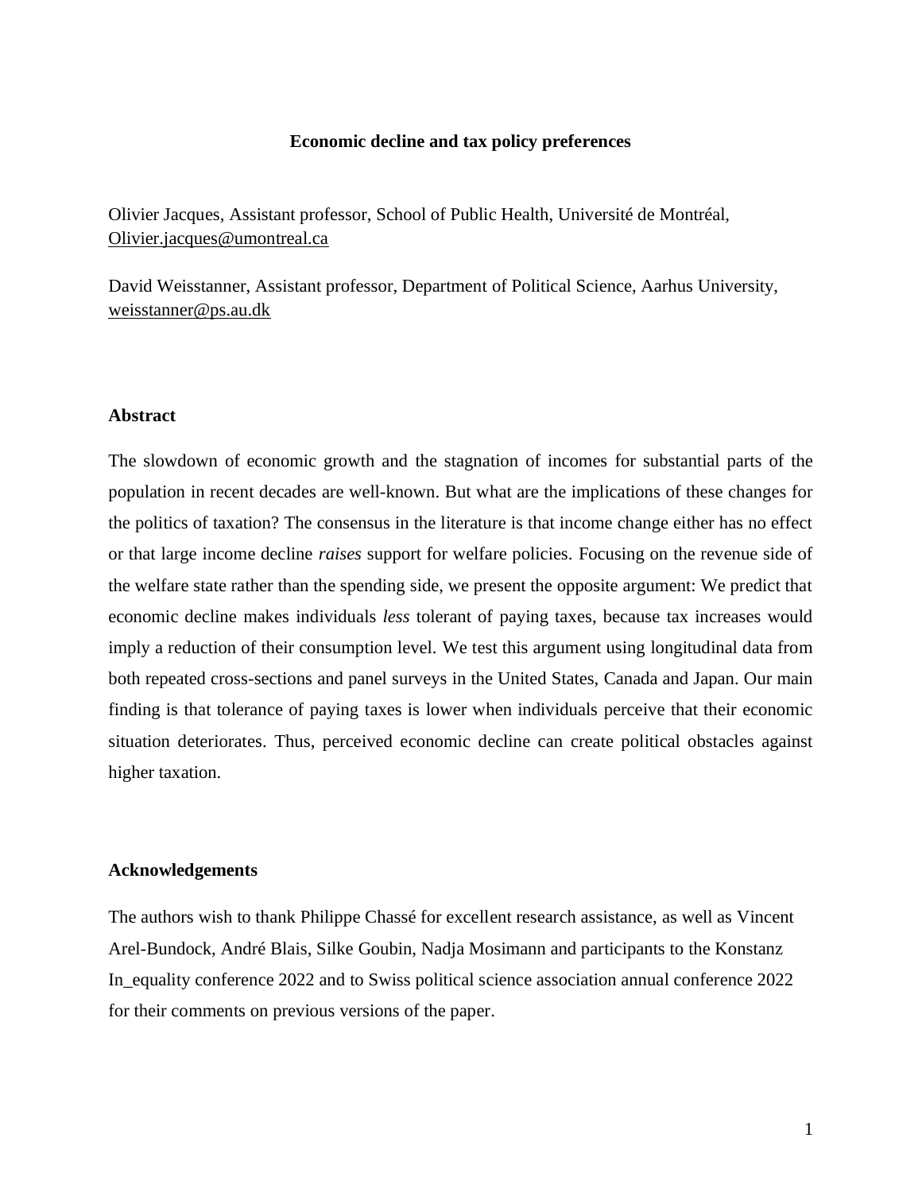# Economic decline and tax policy preferences

Olivier Jacques, Assistant professor, School of Public Health, Université de Montréal, Olivier.jacques@umontreal.ca

David Weisstanner, Assistant professor, Department of Political Science, Aarhus University, weisstanner@ps.au.dk

## Abstract

The slowdown of economic growth and the stagnation of incomes for substantial parts of the population in recent decades are well-known. But what are the implications of these changes for the politics of taxation? The consensus in the literature is that income change either has no effect or that large income decline *raises* support for welfare policies. Focusing on the revenue side of the welfare state rather than the spending side, we present the opposite argument: We predict that economic decline makes individuals *less* tolerant of paying taxes, because tax increases would imply a reduction of their consumption level. We test this argument using longitudinal data from both repeated cross-sections and panel surveys in the United States, Canada and Japan. Our main finding is that tolerance of paying taxes is lower when individuals perceive that their economic situation deteriorates. Thus, perceived economic decline can create political obstacles against higher taxation.

## Acknowledgements

The authors wish to thank Philippe Chassé for excellent research assistance, as well as Vincent Arel-Bundock, André Blais, Silke Goubin, Nadja Mosimann and participants to the Konstanz In_equality conference 2022 and to Swiss political science association annual conference 2022 for their comments on previous versions of the paper.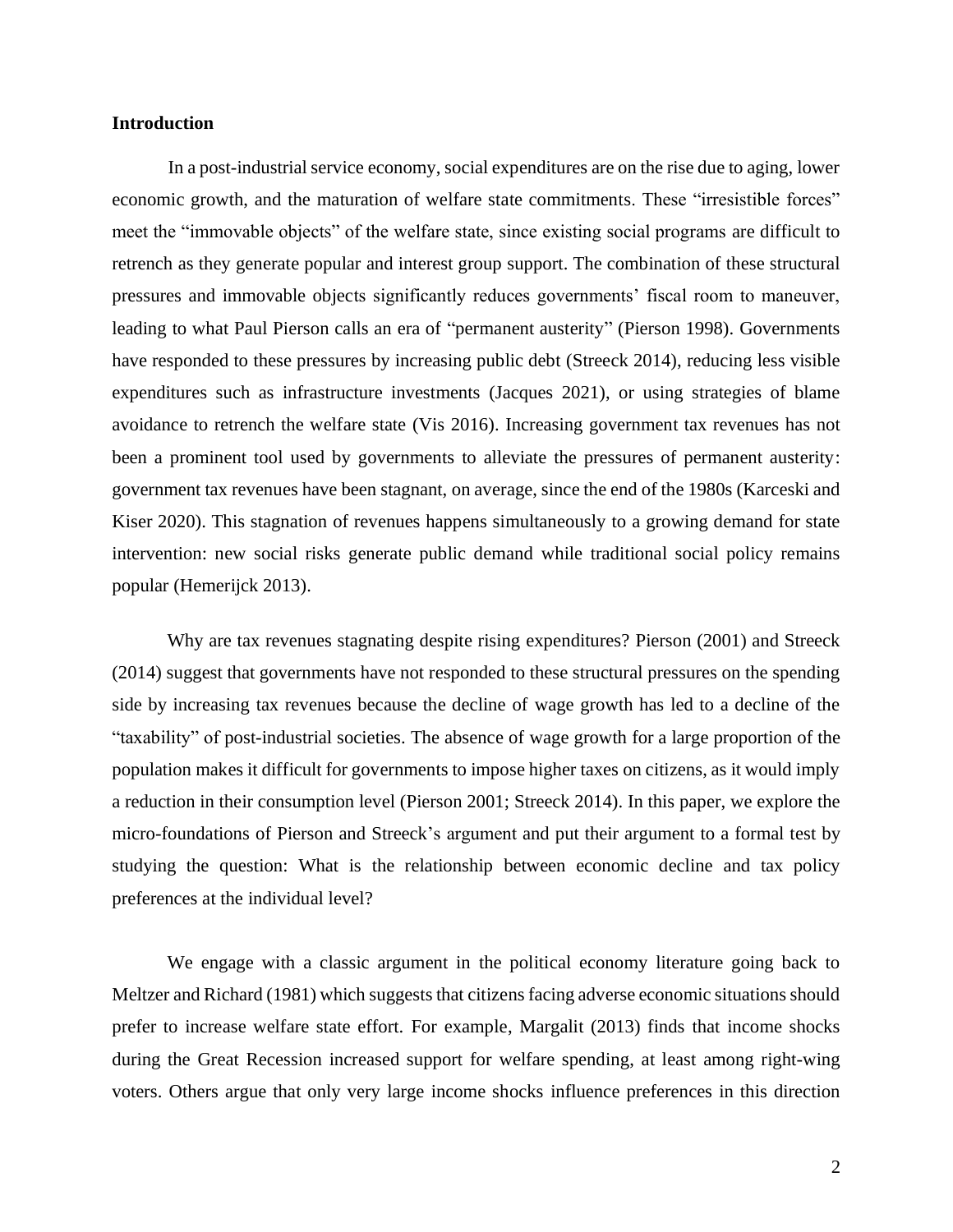## Introduction

In a post-industrial service economy, social expenditures are on the rise due to aging, lower economic growth, and the maturation of welfare state commitments. These "irresistible forces" meet the "immovable objects" of the welfare state, since existing social programs are difficult to retrench as they generate popular and interest group support. The combination of these structural pressures and immovable objects significantly reduces governments' fiscal room to maneuver, leading to what Paul Pierson calls an era of "permanent austerity" (Pierson 1998). Governments have responded to these pressures by increasing public debt (Streeck 2014), reducing less visible expenditures such as infrastructure investments (Jacques 2021), or using strategies of blame avoidance to retrench the welfare state (Vis 2016). Increasing government tax revenues has not been a prominent tool used by governments to alleviate the pressures of permanent austerity: government tax revenues have been stagnant, on average, since the end of the 1980s (Karceski and Kiser 2020). This stagnation of revenues happens simultaneously to a growing demand for state intervention: new social risks generate public demand while traditional social policy remains popular (Hemerijck 2013).

Why are tax revenues stagnating despite rising expenditures? Pierson (2001) and Streeck (2014) suggest that governments have not responded to these structural pressures on the spending side by increasing tax revenues because the decline of wage growth has led to a decline of the "taxability" of post-industrial societies. The absence of wage growth for a large proportion of the population makes it difficult for governments to impose higher taxes on citizens, as it would imply a reduction in their consumption level (Pierson 2001; Streeck 2014). In this paper, we explore the micro-foundations of Pierson and Streeck's argument and put their argument to a formal test by studying the question: What is the relationship between economic decline and tax policy preferences at the individual level?

We engage with a classic argument in the political economy literature going back to Meltzer and Richard (1981) which suggests that citizens facing adverse economic situations should prefer to increase welfare state effort. For example, Margalit (2013) finds that income shocks during the Great Recession increased support for welfare spending, at least among right-wing voters. Others argue that only very large income shocks influence preferences in this direction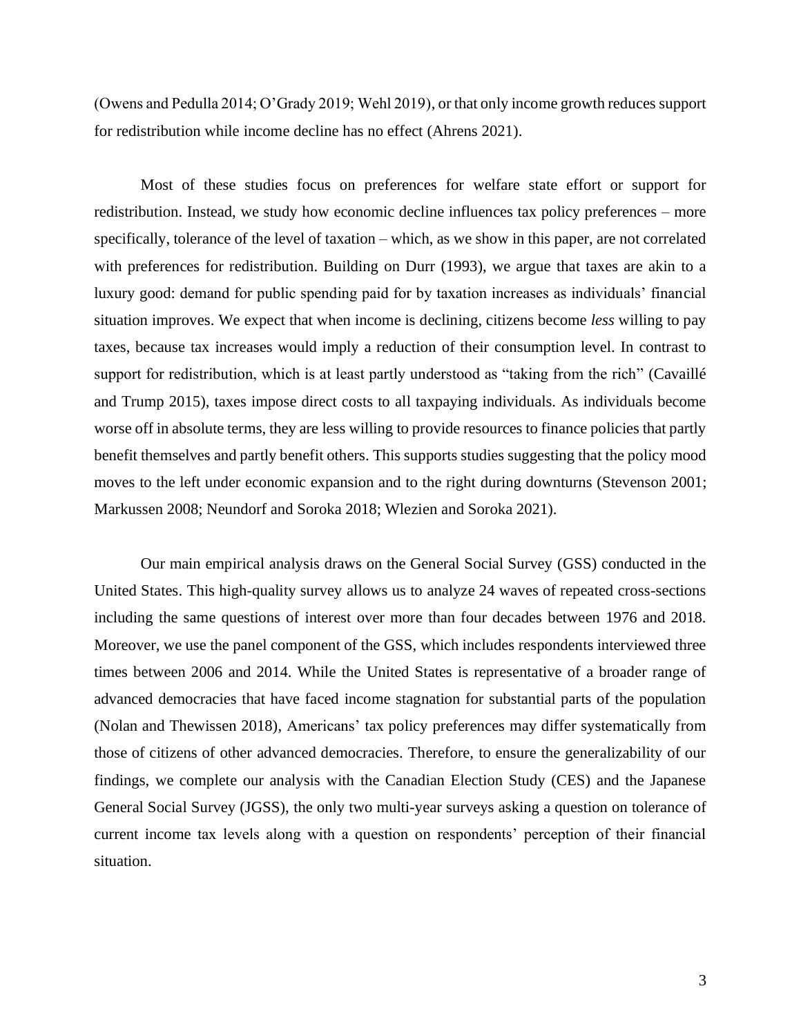(Owens and Pedulla 2014; O'Grady 2019; Wehl 2019), or that only income growth reduces support for redistribution while income decline has no effect (Ahrens 2021).

Most of these studies focus on preferences for welfare state effort or support for redistribution. Instead, we study how economic decline influences tax policy preferences – more specifically, tolerance of the level of taxation – which, as we show in this paper, are not correlated with preferences for redistribution. Building on Durr (1993), we argue that taxes are akin to a luxury good: demand for public spending paid for by taxation increases as individuals' financial situation improves. We expect that when income is declining, citizens become *less* willing to pay taxes, because tax increases would imply a reduction of their consumption level. In contrast to support for redistribution, which is at least partly understood as "taking from the rich" (Cavaillé and Trump 2015), taxes impose direct costs to all taxpaying individuals. As individuals become worse off in absolute terms, they are less willing to provide resources to finance policies that partly benefit themselves and partly benefit others. This supports studies suggesting that the policy mood moves to the left under economic expansion and to the right during downturns (Stevenson 2001; Markussen 2008; Neundorf and Soroka 2018; Wlezien and Soroka 2021).

Our main empirical analysis draws on the General Social Survey (GSS) conducted in the United States. This high-quality survey allows us to analyze 24 waves of repeated cross-sections including the same questions of interest over more than four decades between 1976 and 2018. Moreover, we use the panel component of the GSS, which includes respondents interviewed three times between 2006 and 2014. While the United States is representative of a broader range of advanced democracies that have faced income stagnation for substantial parts of the population (Nolan and Thewissen 2018), Americans' tax policy preferences may differ systematically from those of citizens of other advanced democracies. Therefore, to ensure the generalizability of our findings, we complete our analysis with the Canadian Election Study (CES) and the Japanese General Social Survey (JGSS), the only two multi-year surveys asking a question on tolerance of current income tax levels along with a question on respondents' perception of their financial situation.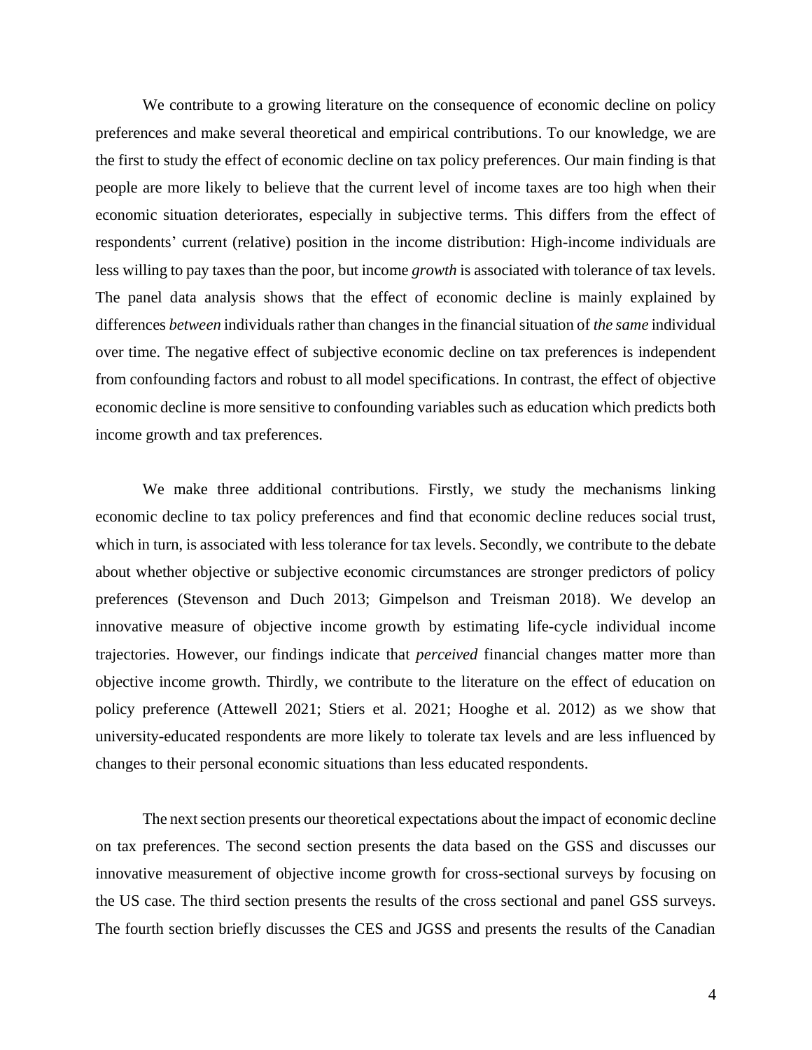We contribute to a growing literature on the consequence of economic decline on policy preferences and make several theoretical and empirical contributions. To our knowledge, we are the first to study the effect of economic decline on tax policy preferences. Our main finding is that people are more likely to believe that the current level of income taxes are too high when their economic situation deteriorates, especially in subjective terms. This differs from the effect of respondents' current (relative) position in the income distribution: High-income individuals are less willing to pay taxes than the poor, but income *growth* is associated with tolerance of tax levels. The panel data analysis shows that the effect of economic decline is mainly explained by differences *between* individuals rather than changes in the financial situation of *the same* individual over time. The negative effect of subjective economic decline on tax preferences is independent from confounding factors and robust to all model specifications. In contrast, the effect of objective economic decline is more sensitive to confounding variables such as education which predicts both income growth and tax preferences.

We make three additional contributions. Firstly, we study the mechanisms linking economic decline to tax policy preferences and find that economic decline reduces social trust, which in turn, is associated with less tolerance for tax levels. Secondly, we contribute to the debate about whether objective or subjective economic circumstances are stronger predictors of policy preferences (Stevenson and Duch 2013; Gimpelson and Treisman 2018). We develop an innovative measure of objective income growth by estimating life-cycle individual income trajectories. However, our findings indicate that *perceived* financial changes matter more than objective income growth. Thirdly, we contribute to the literature on the effect of education on policy preference (Attewell 2021; Stiers et al. 2021; Hooghe et al. 2012) as we show that university-educated respondents are more likely to tolerate tax levels and are less influenced by changes to their personal economic situations than less educated respondents.

The next section presents our theoretical expectations about the impact of economic decline on tax preferences. The second section presents the data based on the GSS and discusses our innovative measurement of objective income growth for cross-sectional surveys by focusing on the US case. The third section presents the results of the cross sectional and panel GSS surveys. The fourth section briefly discusses the CES and JGSS and presents the results of the Canadian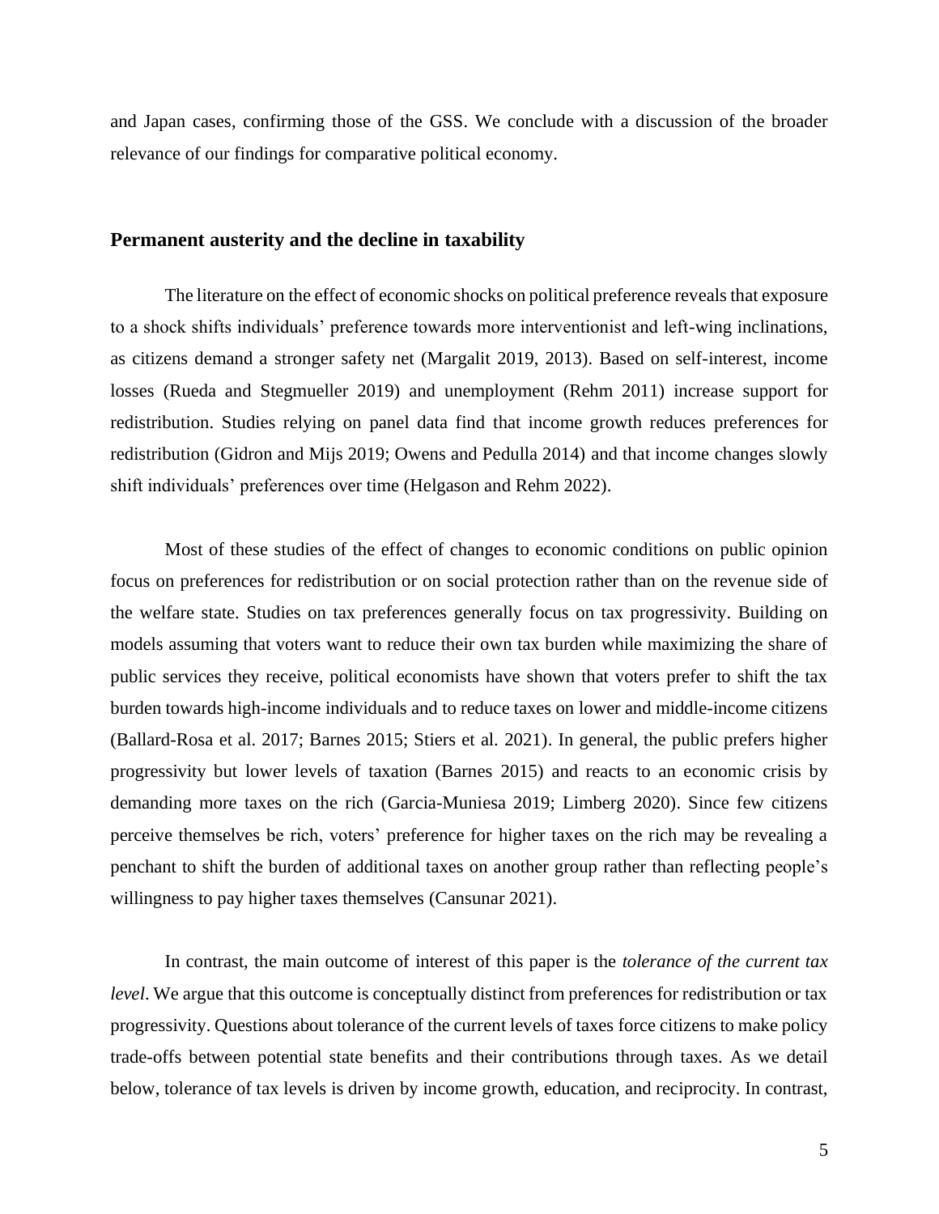and Japan cases, confirming those of the GSS. We conclude with a discussion of the broader relevance of our findings for comparative political economy.

## Permanent austerity and the decline in taxability

The literature on the effect of economic shocks on political preference reveals that exposure to a shock shifts individuals' preference towards more interventionist and left-wing inclinations, as citizens demand a stronger safety net (Margalit 2019, 2013). Based on self-interest, income losses (Rueda and Stegmueller 2019) and unemployment (Rehm 2011) increase support for redistribution. Studies relying on panel data find that income growth reduces preferences for redistribution (Gidron and Mijs 2019; Owens and Pedulla 2014) and that income changes slowly shift individuals' preferences over time (Helgason and Rehm 2022).

Most of these studies of the effect of changes to economic conditions on public opinion focus on preferences for redistribution or on social protection rather than on the revenue side of the welfare state. Studies on tax preferences generally focus on tax progressivity. Building on models assuming that voters want to reduce their own tax burden while maximizing the share of public services they receive, political economists have shown that voters prefer to shift the tax burden towards high-income individuals and to reduce taxes on lower and middle-income citizens (Ballard-Rosa et al. 2017; Barnes 2015; Stiers et al. 2021). In general, the public prefers higher progressivity but lower levels of taxation (Barnes 2015) and reacts to an economic crisis by demanding more taxes on the rich (Garcia-Muniesa 2019; Limberg 2020). Since few citizens perceive themselves be rich, voters' preference for higher taxes on the rich may be revealing a penchant to shift the burden of additional taxes on another group rather than reflecting people's willingness to pay higher taxes themselves (Cansunar 2021).

In contrast, the main outcome of interest of this paper is the *tolerance of the current tax level*. We argue that this outcome is conceptually distinct from preferences for redistribution or tax progressivity. Questions about tolerance of the current levels of taxes force citizens to make policy trade-offs between potential state benefits and their contributions through taxes. As we detail below, tolerance of tax levels is driven by income growth, education, and reciprocity. In contrast,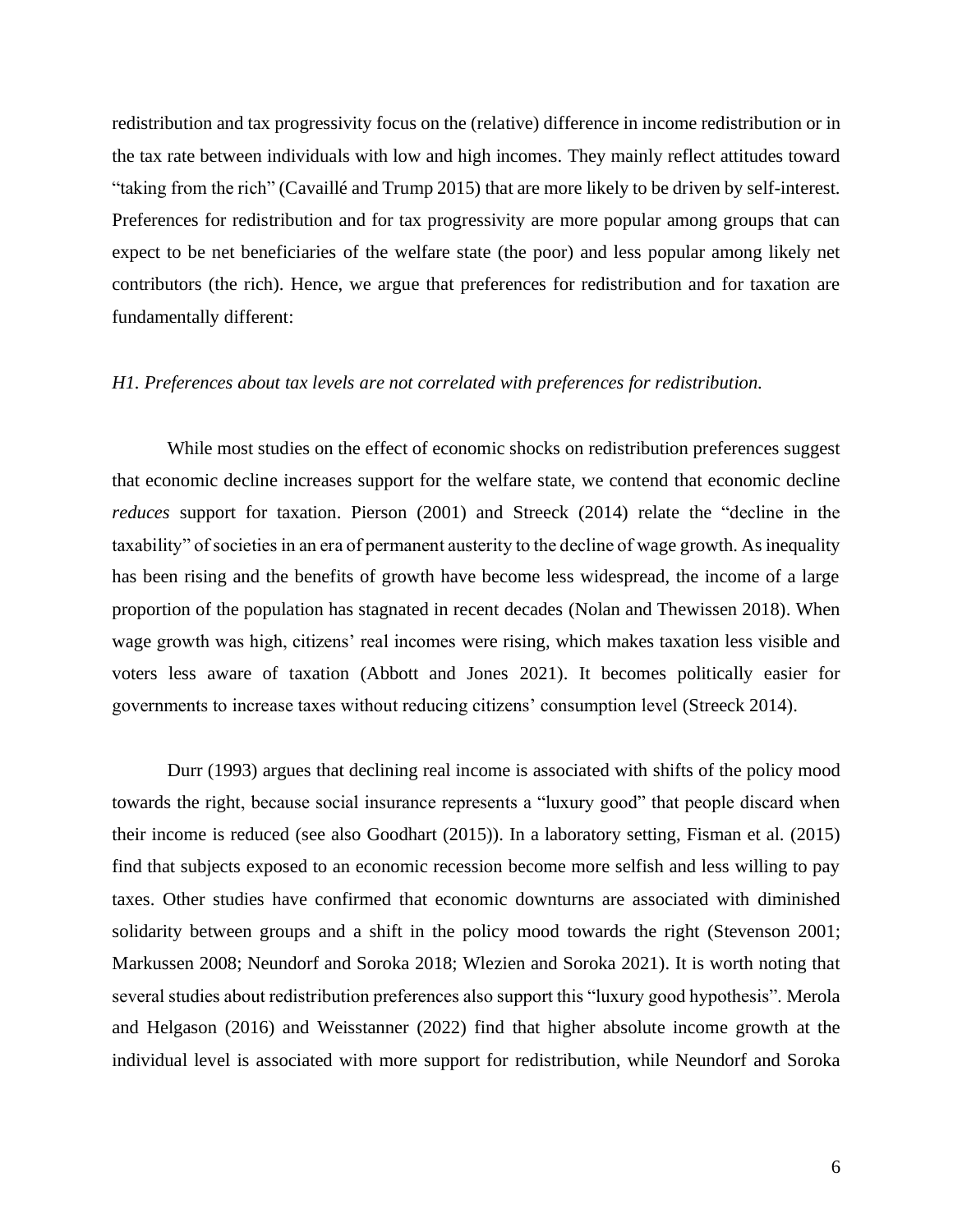redistribution and tax progressivity focus on the (relative) difference in income redistribution or in the tax rate between individuals with low and high incomes. They mainly reflect attitudes toward "taking from the rich" (Cavaillé and Trump 2015) that are more likely to be driven by self-interest. Preferences for redistribution and for tax progressivity are more popular among groups that can expect to be net beneficiaries of the welfare state (the poor) and less popular among likely net contributors (the rich). Hence, we argue that preferences for redistribution and for taxation are fundamentally different:

*H1. Preferences about tax levels are not correlated with preferences for redistribution.*

While most studies on the effect of economic shocks on redistribution preferences suggest that economic decline increases support for the welfare state, we contend that economic decline *reduces* support for taxation. Pierson (2001) and Streeck (2014) relate the "decline in the taxability" of societies in an era of permanent austerity to the decline of wage growth. As inequality has been rising and the benefits of growth have become less widespread, the income of a large proportion of the population has stagnated in recent decades (Nolan and Thewissen 2018). When wage growth was high, citizens' real incomes were rising, which makes taxation less visible and voters less aware of taxation (Abbott and Jones 2021). It becomes politically easier for governments to increase taxes without reducing citizens' consumption level (Streeck 2014).

Durr (1993) argues that declining real income is associated with shifts of the policy mood towards the right, because social insurance represents a "luxury good" that people discard when their income is reduced (see also Goodhart (2015)). In a laboratory setting, Fisman et al. (2015) find that subjects exposed to an economic recession become more selfish and less willing to pay taxes. Other studies have confirmed that economic downturns are associated with diminished solidarity between groups and a shift in the policy mood towards the right (Stevenson 2001; Markussen 2008; Neundorf and Soroka 2018; Wlezien and Soroka 2021). It is worth noting that several studies about redistribution preferences also support this "luxury good hypothesis". Merola and Helgason (2016) and Weisstanner (2022) find that higher absolute income growth at the individual level is associated with more support for redistribution, while Neundorf and Soroka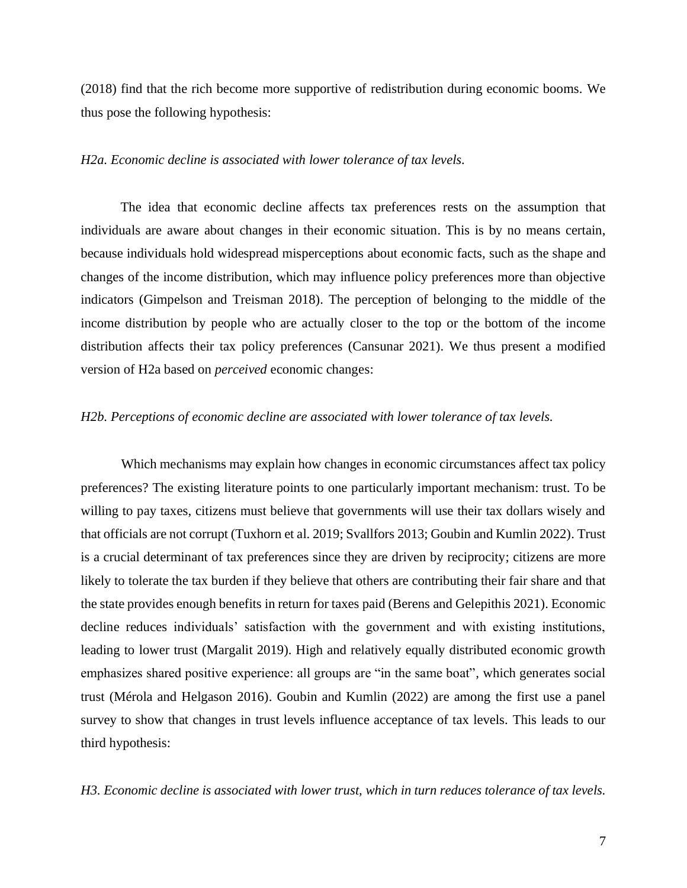(2018) find that the rich become more supportive of redistribution during economic booms. We thus pose the following hypothesis:

*H2a. Economic decline is associated with lower tolerance of tax levels.*

The idea that economic decline affects tax preferences rests on the assumption that individuals are aware about changes in their economic situation. This is by no means certain, because individuals hold widespread misperceptions about economic facts, such as the shape and changes of the income distribution, which may influence policy preferences more than objective indicators (Gimpelson and Treisman 2018). The perception of belonging to the middle of the income distribution by people who are actually closer to the top or the bottom of the income distribution affects their tax policy preferences (Cansunar 2021). We thus present a modified version of H2a based on *perceived* economic changes:

*H2b. Perceptions of economic decline are associated with lower tolerance of tax levels.*

Which mechanisms may explain how changes in economic circumstances affect tax policy preferences? The existing literature points to one particularly important mechanism: trust. To be willing to pay taxes, citizens must believe that governments will use their tax dollars wisely and that officials are not corrupt (Tuxhorn et al. 2019; Svallfors 2013; Goubin and Kumlin 2022). Trust is a crucial determinant of tax preferences since they are driven by reciprocity; citizens are more likely to tolerate the tax burden if they believe that others are contributing their fair share and that the state provides enough benefits in return for taxes paid (Berens and Gelepithis 2021). Economic decline reduces individuals' satisfaction with the government and with existing institutions, leading to lower trust (Margalit 2019). High and relatively equally distributed economic growth emphasizes shared positive experience: all groups are "in the same boat", which generates social trust (Mérola and Helgason 2016). Goubin and Kumlin (2022) are among the first use a panel survey to show that changes in trust levels influence acceptance of tax levels. This leads to our third hypothesis:

*H3. Economic decline is associated with lower trust, which in turn reduces tolerance of tax levels.*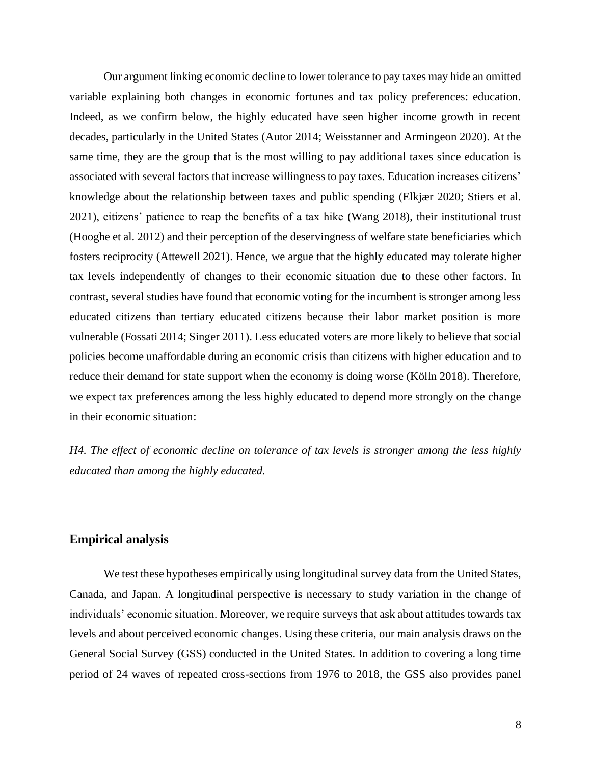Our argument linking economic decline to lower tolerance to pay taxes may hide an omitted variable explaining both changes in economic fortunes and tax policy preferences: education. Indeed, as we confirm below, the highly educated have seen higher income growth in recent decades, particularly in the United States (Autor 2014; Weisstanner and Armingeon 2020). At the same time, they are the group that is the most willing to pay additional taxes since education is associated with several factors that increase willingness to pay taxes. Education increases citizens' knowledge about the relationship between taxes and public spending (Elkjær 2020; Stiers et al. 2021), citizens' patience to reap the benefits of a tax hike (Wang 2018), their institutional trust (Hooghe et al. 2012) and their perception of the deservingness of welfare state beneficiaries which fosters reciprocity (Attewell 2021). Hence, we argue that the highly educated may tolerate higher tax levels independently of changes to their economic situation due to these other factors. In contrast, several studies have found that economic voting for the incumbent is stronger among less educated citizens than tertiary educated citizens because their labor market position is more vulnerable (Fossati 2014; Singer 2011). Less educated voters are more likely to believe that social policies become unaffordable during an economic crisis than citizens with higher education and to reduce their demand for state support when the economy is doing worse (Kölln 2018). Therefore, we expect tax preferences among the less highly educated to depend more strongly on the change in their economic situation:

*H4. The effect of economic decline on tolerance of tax levels is stronger among the less highly educated than among the highly educated.*

## Empirical analysis

We test these hypotheses empirically using longitudinal survey data from the United States, Canada, and Japan. A longitudinal perspective is necessary to study variation in the change of individuals' economic situation. Moreover, we require surveys that ask about attitudes towards tax levels and about perceived economic changes. Using these criteria, our main analysis draws on the General Social Survey (GSS) conducted in the United States. In addition to covering a long time period of 24 waves of repeated cross-sections from 1976 to 2018, the GSS also provides panel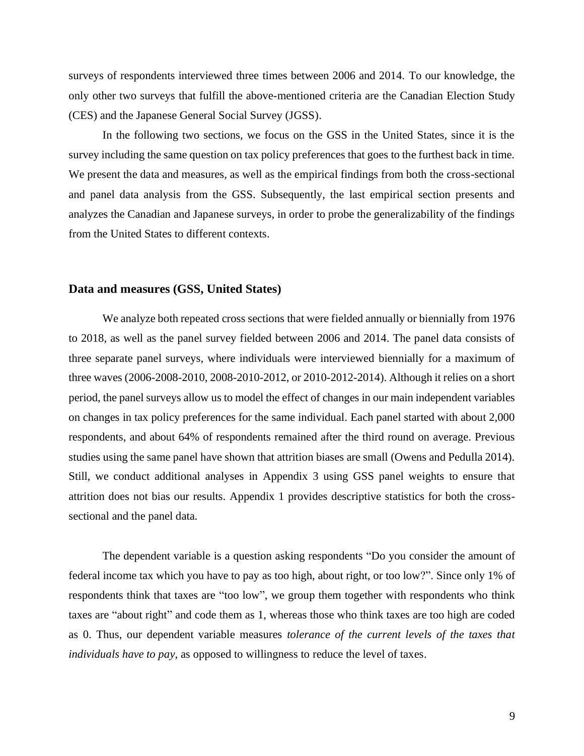surveys of respondents interviewed three times between 2006 and 2014. To our knowledge, the only other two surveys that fulfill the above-mentioned criteria are the Canadian Election Study (CES) and the Japanese General Social Survey (JGSS).

In the following two sections, we focus on the GSS in the United States, since it is the survey including the same question on tax policy preferences that goes to the furthest back in time. We present the data and measures, as well as the empirical findings from both the cross-sectional and panel data analysis from the GSS. Subsequently, the last empirical section presents and analyzes the Canadian and Japanese surveys, in order to probe the generalizability of the findings from the United States to different contexts.

### Data and measures (GSS, United States)

We analyze both repeated cross sections that were fielded annually or biennially from 1976 to 2018, as well as the panel survey fielded between 2006 and 2014. The panel data consists of three separate panel surveys, where individuals were interviewed biennially for a maximum of three waves (2006-2008-2010, 2008-2010-2012, or 2010-2012-2014). Although it relies on a short period, the panel surveys allow us to model the effect of changes in our main independent variables on changes in tax policy preferences for the same individual. Each panel started with about 2,000 respondents, and about 64% of respondents remained after the third round on average. Previous studies using the same panel have shown that attrition biases are small (Owens and Pedulla 2014). Still, we conduct additional analyses in Appendix 3 using GSS panel weights to ensure that attrition does not bias our results. Appendix 1 provides descriptive statistics for both the cross-sectional and the panel data.

The dependent variable is a question asking respondents "Do you consider the amount of federal income tax which you have to pay as too high, about right, or too low?". Since only 1% of respondents think that taxes are "too low", we group them together with respondents who think taxes are "about right" and code them as 1, whereas those who think taxes are too high are coded as 0. Thus, our dependent variable measures *tolerance of the current levels of the taxes that individuals have to pay*, as opposed to willingness to reduce the level of taxes.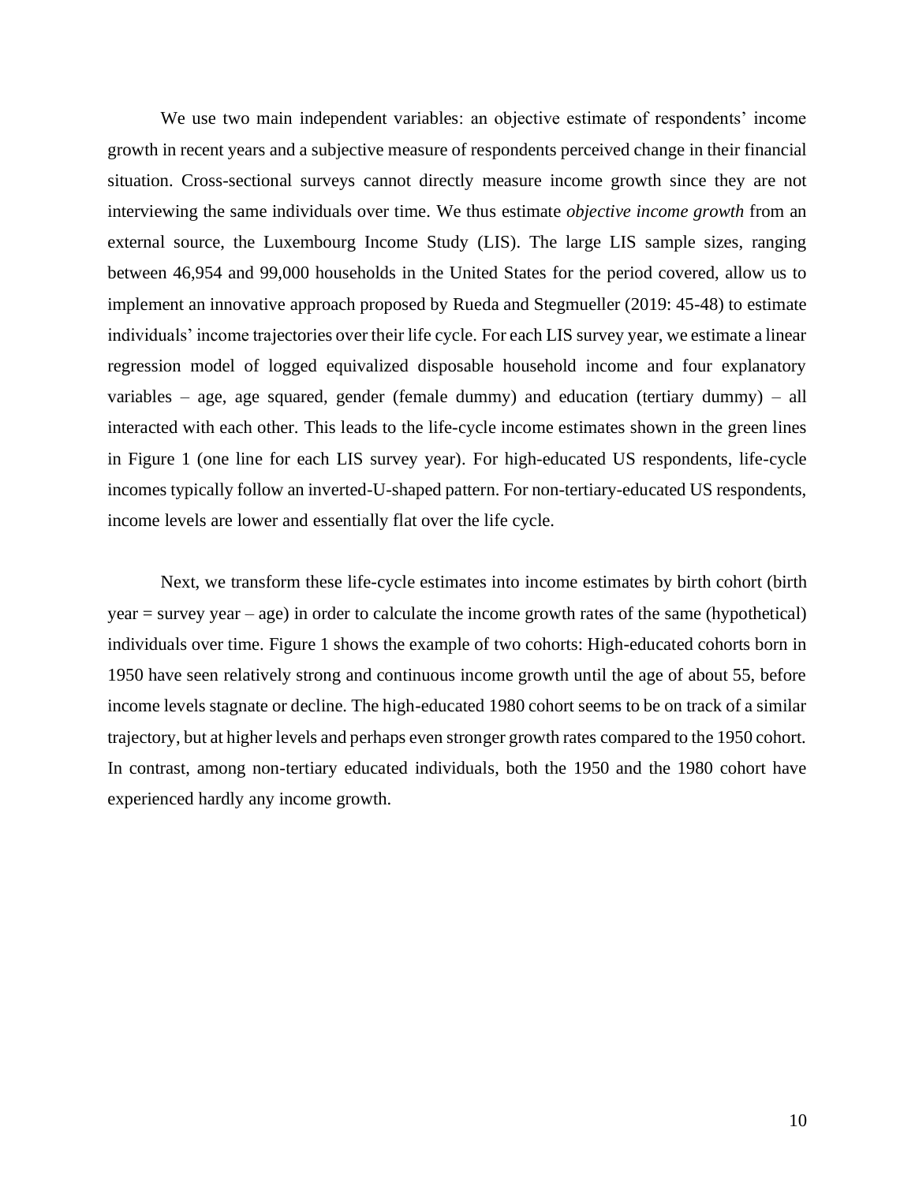We use two main independent variables: an objective estimate of respondents' income growth in recent years and a subjective measure of respondents perceived change in their financial situation. Cross-sectional surveys cannot directly measure income growth since they are not interviewing the same individuals over time. We thus estimate *objective income growth* from an external source, the Luxembourg Income Study (LIS). The large LIS sample sizes, ranging between 46,954 and 99,000 households in the United States for the period covered, allow us to implement an innovative approach proposed by Rueda and Stegmueller (2019: 45-48) to estimate individuals' income trajectories over their life cycle. For each LIS survey year, we estimate a linear regression model of logged equivalized disposable household income and four explanatory variables – age, age squared, gender (female dummy) and education (tertiary dummy) – all interacted with each other. This leads to the life-cycle income estimates shown in the green lines in Figure 1 (one line for each LIS survey year). For high-educated US respondents, life-cycle incomes typically follow an inverted-U-shaped pattern. For non-tertiary-educated US respondents, income levels are lower and essentially flat over the life cycle.

Next, we transform these life-cycle estimates into income estimates by birth cohort (birth year = survey year – age) in order to calculate the income growth rates of the same (hypothetical) individuals over time. Figure 1 shows the example of two cohorts: High-educated cohorts born in 1950 have seen relatively strong and continuous income growth until the age of about 55, before income levels stagnate or decline. The high-educated 1980 cohort seems to be on track of a similar trajectory, but at higher levels and perhaps even stronger growth rates compared to the 1950 cohort. In contrast, among non-tertiary educated individuals, both the 1950 and the 1980 cohort have experienced hardly any income growth.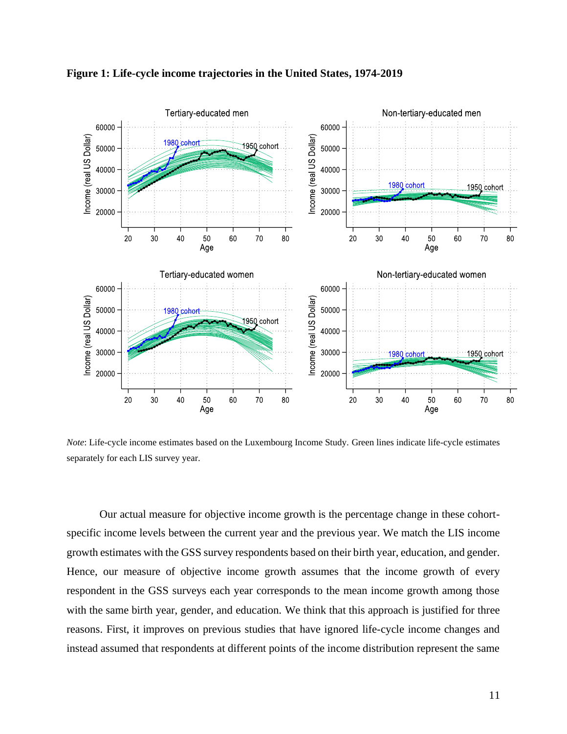**Figure 1: Life-cycle income trajectories in the United States, 1974-2019**

*Note*: Life-cycle income estimates based on the Luxembourg Income Study. Green lines indicate life-cycle estimates separately for each LIS survey year.

Our actual measure for objective income growth is the percentage change in these cohort-specific income levels between the current year and the previous year. We match the LIS income growth estimates with the GSS survey respondents based on their birth year, education, and gender. Hence, our measure of objective income growth assumes that the income growth of every respondent in the GSS surveys each year corresponds to the mean income growth among those with the same birth year, gender, and education. We think that this approach is justified for three reasons. First, it improves on previous studies that have ignored life-cycle income changes and instead assumed that respondents at different points of the income distribution represent the same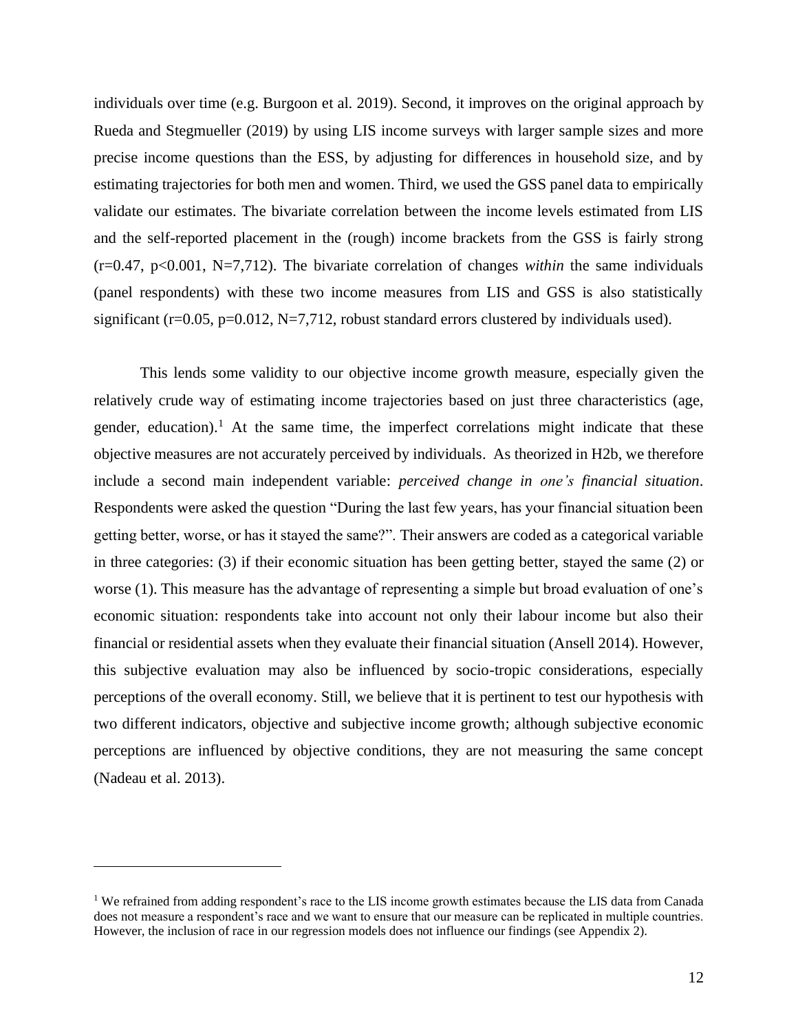individuals over time (e.g. Burgoon et al. 2019). Second, it improves on the original approach by Rueda and Stegmueller (2019) by using LIS income surveys with larger sample sizes and more precise income questions than the ESS, by adjusting for differences in household size, and by estimating trajectories for both men and women. Third, we used the GSS panel data to empirically validate our estimates. The bivariate correlation between the income levels estimated from LIS and the self-reported placement in the (rough) income brackets from the GSS is fairly strong ($r=0.47$, $p<0.001$, $N=7{,}712$). The bivariate correlation of changes *within* the same individuals (panel respondents) with these two income measures from LIS and GSS is also statistically significant ($r=0.05$, $p=0.012$, $N=7{,}712$, robust standard errors clustered by individuals used).

This lends some validity to our objective income growth measure, especially given the relatively crude way of estimating income trajectories based on just three characteristics (age, gender, education).[1] At the same time, the imperfect correlations might indicate that these objective measures are not accurately perceived by individuals. As theorized in H2b, we therefore include a second main independent variable: *perceived change in one's financial situation*. Respondents were asked the question "During the last few years, has your financial situation been getting better, worse, or has it stayed the same?". Their answers are coded as a categorical variable in three categories: (3) if their economic situation has been getting better, stayed the same (2) or worse (1). This measure has the advantage of representing a simple but broad evaluation of one's economic situation: respondents take into account not only their labour income but also their financial or residential assets when they evaluate their financial situation (Ansell 2014). However, this subjective evaluation may also be influenced by socio-tropic considerations, especially perceptions of the overall economy. Still, we believe that it is pertinent to test our hypothesis with two different indicators, objective and subjective income growth; although subjective economic perceptions are influenced by objective conditions, they are not measuring the same concept (Nadeau et al. 2013).

---

[1] We refrained from adding respondent's race to the LIS income growth estimates because the LIS data from Canada does not measure a respondent's race and we want to ensure that our measure can be replicated in multiple countries. However, the inclusion of race in our regression models does not influence our findings (see Appendix 2).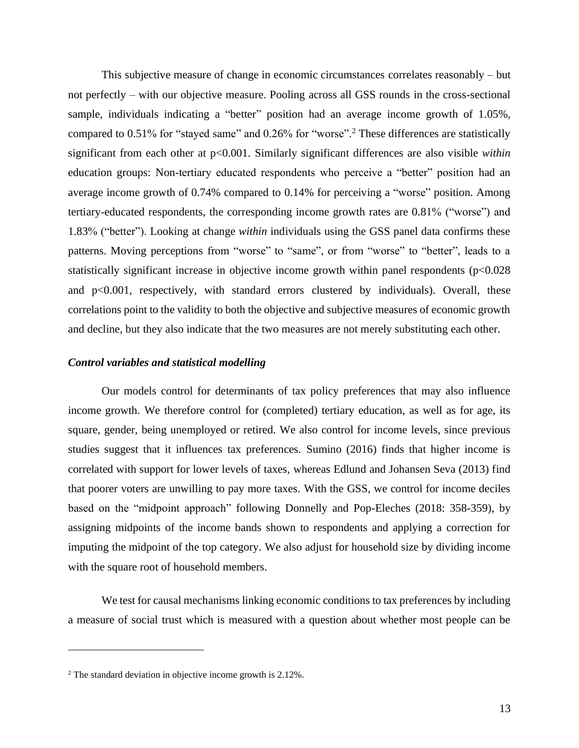This subjective measure of change in economic circumstances correlates reasonably – but not perfectly – with our objective measure. Pooling across all GSS rounds in the cross-sectional sample, individuals indicating a "better" position had an average income growth of 1.05%, compared to 0.51% for "stayed same" and 0.26% for "worse".[2] These differences are statistically significant from each other at $p<0.001$. Similarly significant differences are also visible *within* education groups: Non-tertiary educated respondents who perceive a "better" position had an average income growth of 0.74% compared to 0.14% for perceiving a "worse" position. Among tertiary-educated respondents, the corresponding income growth rates are 0.81% ("worse") and 1.83% ("better"). Looking at change *within* individuals using the GSS panel data confirms these patterns. Moving perceptions from "worse" to "same", or from "worse" to "better", leads to a statistically significant increase in objective income growth within panel respondents ($p<0.028$ and $p<0.001$, respectively, with standard errors clustered by individuals). Overall, these correlations point to the validity to both the objective and subjective measures of economic growth and decline, but they also indicate that the two measures are not merely substituting each other.

### *Control variables and statistical modelling*

Our models control for determinants of tax policy preferences that may also influence income growth. We therefore control for (completed) tertiary education, as well as for age, its square, gender, being unemployed or retired. We also control for income levels, since previous studies suggest that it influences tax preferences. Sumino (2016) finds that higher income is correlated with support for lower levels of taxes, whereas Edlund and Johansen Seva (2013) find that poorer voters are unwilling to pay more taxes. With the GSS, we control for income deciles based on the "midpoint approach" following Donnelly and Pop-Eleches (2018: 358-359), by assigning midpoints of the income bands shown to respondents and applying a correction for imputing the midpoint of the top category. We also adjust for household size by dividing income with the square root of household members.

We test for causal mechanisms linking economic conditions to tax preferences by including a measure of social trust which is measured with a question about whether most people can be

[2] The standard deviation in objective income growth is 2.12%.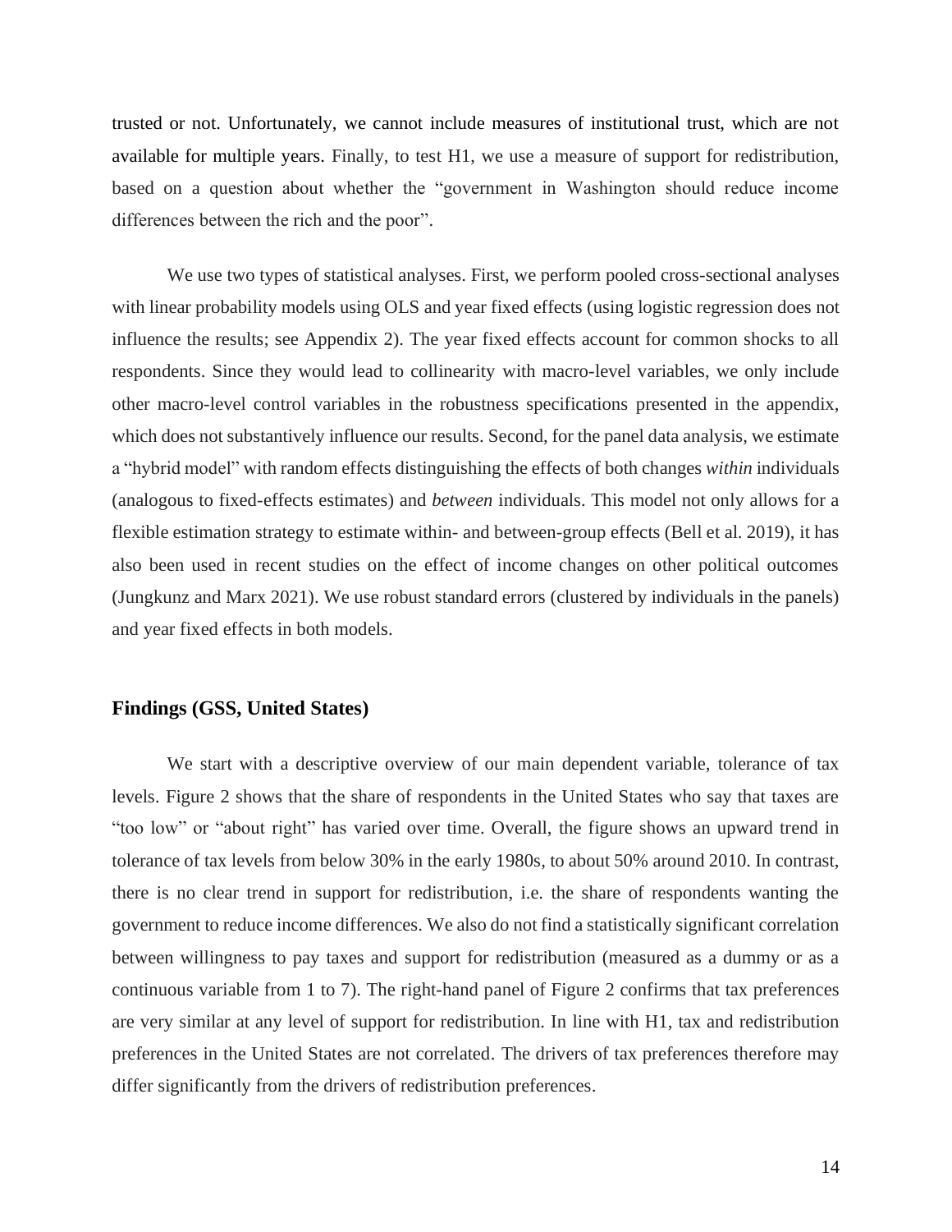trusted or not. Unfortunately, we cannot include measures of institutional trust, which are not available for multiple years. Finally, to test H1, we use a measure of support for redistribution, based on a question about whether the "government in Washington should reduce income differences between the rich and the poor".

We use two types of statistical analyses. First, we perform pooled cross-sectional analyses with linear probability models using OLS and year fixed effects (using logistic regression does not influence the results; see Appendix 2). The year fixed effects account for common shocks to all respondents. Since they would lead to collinearity with macro-level variables, we only include other macro-level control variables in the robustness specifications presented in the appendix, which does not substantively influence our results. Second, for the panel data analysis, we estimate a "hybrid model" with random effects distinguishing the effects of both changes *within* individuals (analogous to fixed-effects estimates) and *between* individuals. This model not only allows for a flexible estimation strategy to estimate within- and between-group effects (Bell et al. 2019), it has also been used in recent studies on the effect of income changes on other political outcomes (Jungkunz and Marx 2021). We use robust standard errors (clustered by individuals in the panels) and year fixed effects in both models.

## Findings (GSS, United States)

We start with a descriptive overview of our main dependent variable, tolerance of tax levels. Figure 2 shows that the share of respondents in the United States who say that taxes are "too low" or "about right" has varied over time. Overall, the figure shows an upward trend in tolerance of tax levels from below 30% in the early 1980s, to about 50% around 2010. In contrast, there is no clear trend in support for redistribution, i.e. the share of respondents wanting the government to reduce income differences. We also do not find a statistically significant correlation between willingness to pay taxes and support for redistribution (measured as a dummy or as a continuous variable from 1 to 7). The right-hand panel of Figure 2 confirms that tax preferences are very similar at any level of support for redistribution. In line with H1, tax and redistribution preferences in the United States are not correlated. The drivers of tax preferences therefore may differ significantly from the drivers of redistribution preferences.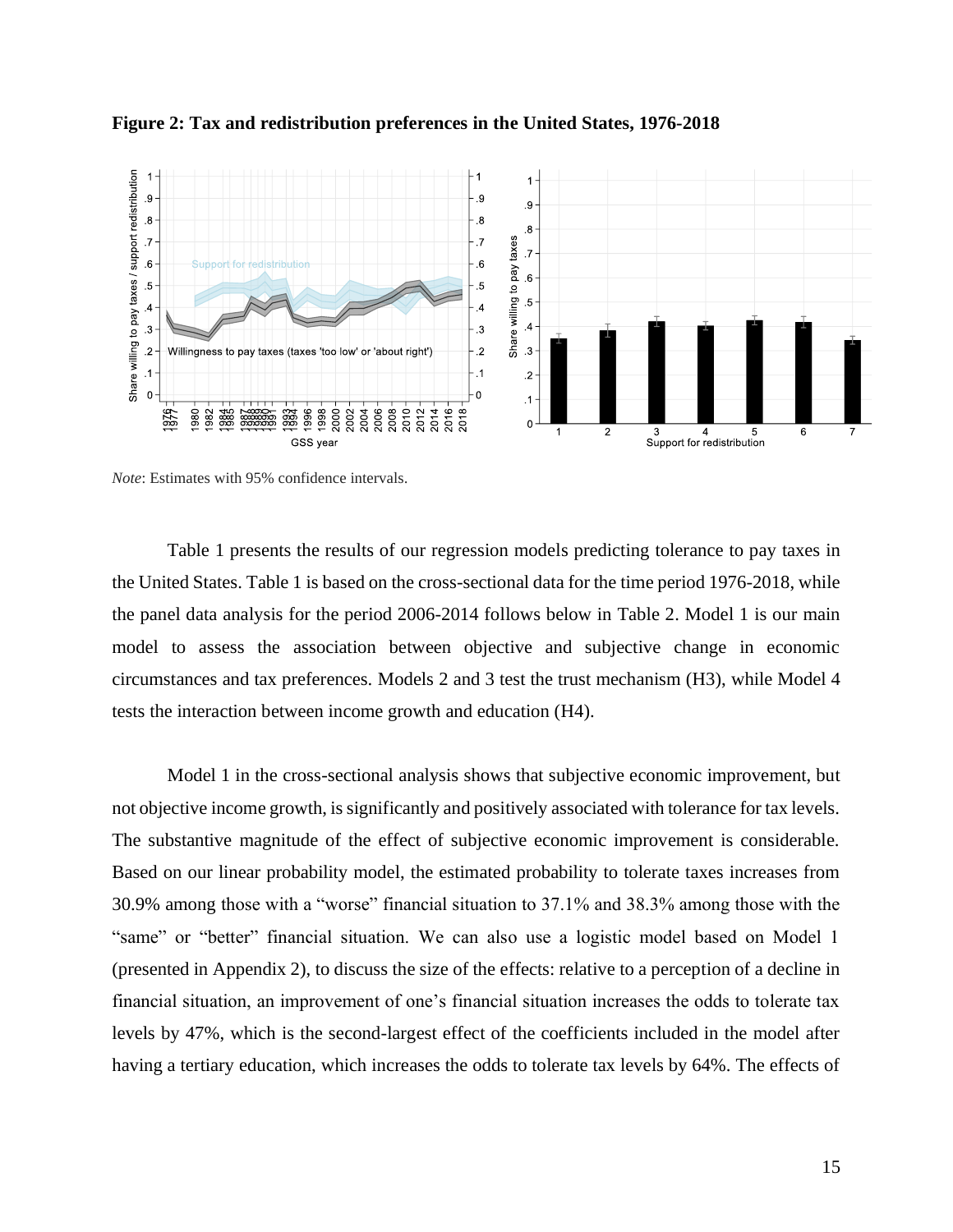**Figure 2: Tax and redistribution preferences in the United States, 1976-2018**

*Note*: Estimates with 95% confidence intervals.

Table 1 presents the results of our regression models predicting tolerance to pay taxes in the United States. Table 1 is based on the cross-sectional data for the time period 1976-2018, while the panel data analysis for the period 2006-2014 follows below in Table 2. Model 1 is our main model to assess the association between objective and subjective change in economic circumstances and tax preferences. Models 2 and 3 test the trust mechanism (H3), while Model 4 tests the interaction between income growth and education (H4).

Model 1 in the cross-sectional analysis shows that subjective economic improvement, but not objective income growth, is significantly and positively associated with tolerance for tax levels. The substantive magnitude of the effect of subjective economic improvement is considerable. Based on our linear probability model, the estimated probability to tolerate taxes increases from 30.9% among those with a "worse" financial situation to 37.1% and 38.3% among those with the "same" or "better" financial situation. We can also use a logistic model based on Model 1 (presented in Appendix 2), to discuss the size of the effects: relative to a perception of a decline in financial situation, an improvement of one's financial situation increases the odds to tolerate tax levels by 47%, which is the second-largest effect of the coefficients included in the model after having a tertiary education, which increases the odds to tolerate tax levels by 64%. The effects of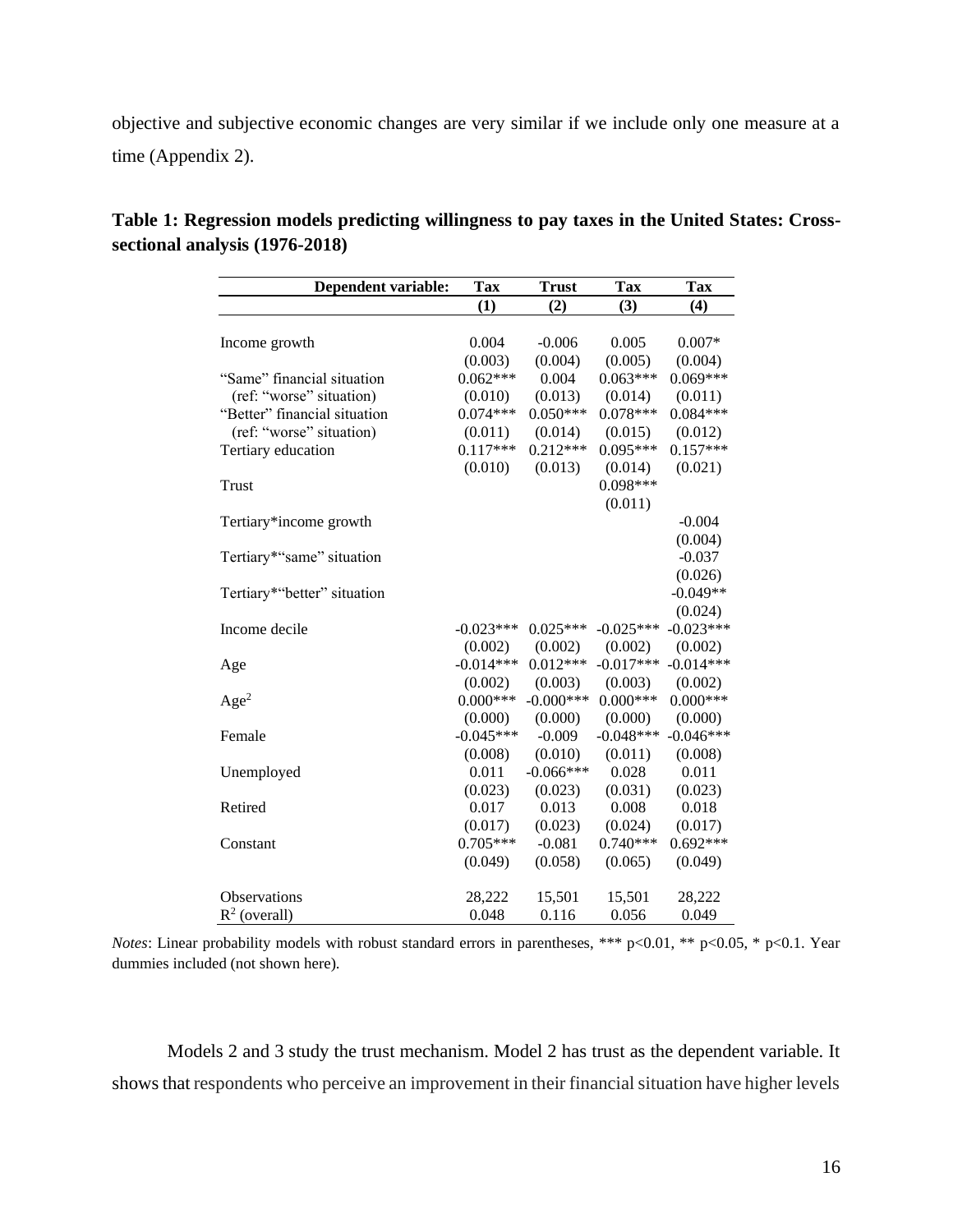objective and subjective economic changes are very similar if we include only one measure at a time (Appendix 2).

**Table 1: Regression models predicting willingness to pay taxes in the United States: Cross-sectional analysis (1976-2018)**

| **Dependent variable:** | **Tax** | **Trust** | **Tax** | **Tax** |
|---|---|---|---|---|
| | **(1)** | **(2)** | **(3)** | **(4)** |
| Income growth | 0.004 | -0.006 | 0.005 | 0.007* |
| | (0.003) | (0.004) | (0.005) | (0.004) |
| "Same" financial situation | 0.062*** | 0.004 | 0.063*** | 0.069*** |
| (ref: "worse" situation) | (0.010) | (0.013) | (0.014) | (0.011) |
| "Better" financial situation | 0.074*** | 0.050*** | 0.078*** | 0.084*** |
| (ref: "worse" situation) | (0.011) | (0.014) | (0.015) | (0.012) |
| Tertiary education | 0.117*** | 0.212*** | 0.095*** | 0.157*** |
| | (0.010) | (0.013) | (0.014) | (0.021) |
| Trust | | | 0.098*** | |
| | | | (0.011) | |
| Tertiary*income growth | | | | -0.004 |
| | | | | (0.004) |
| Tertiary*"same" situation | | | | -0.037 |
| | | | | (0.026) |
| Tertiary*"better" situation | | | | -0.049** |
| | | | | (0.024) |
| Income decile | -0.023*** | 0.025*** | -0.025*** | -0.023*** |
| | (0.002) | (0.002) | (0.002) | (0.002) |
| Age | -0.014*** | 0.012*** | -0.017*** | -0.014*** |
| | (0.002) | (0.003) | (0.003) | (0.002) |
| $Age^2$ | 0.000*** | -0.000*** | 0.000*** | 0.000*** |
| | (0.000) | (0.000) | (0.000) | (0.000) |
| Female | -0.045*** | -0.009 | -0.048*** | -0.046*** |
| | (0.008) | (0.010) | (0.011) | (0.008) |
| Unemployed | 0.011 | -0.066*** | 0.028 | 0.011 |
| | (0.023) | (0.023) | (0.031) | (0.023) |
| Retired | 0.017 | 0.013 | 0.008 | 0.018 |
| | (0.017) | (0.023) | (0.024) | (0.017) |
| Constant | 0.705*** | -0.081 | 0.740*** | 0.692*** |
| | (0.049) | (0.058) | (0.065) | (0.049) |
| Observations | 28,222 | 15,501 | 15,501 | 28,222 |
| $R^2$ (overall) | 0.048 | 0.116 | 0.056 | 0.049 |

*Notes*: Linear probability models with robust standard errors in parentheses, *** p<0.01, ** p<0.05, * p<0.1. Year dummies included (not shown here).

Models 2 and 3 study the trust mechanism. Model 2 has trust as the dependent variable. It shows that respondents who perceive an improvement in their financial situation have higher levels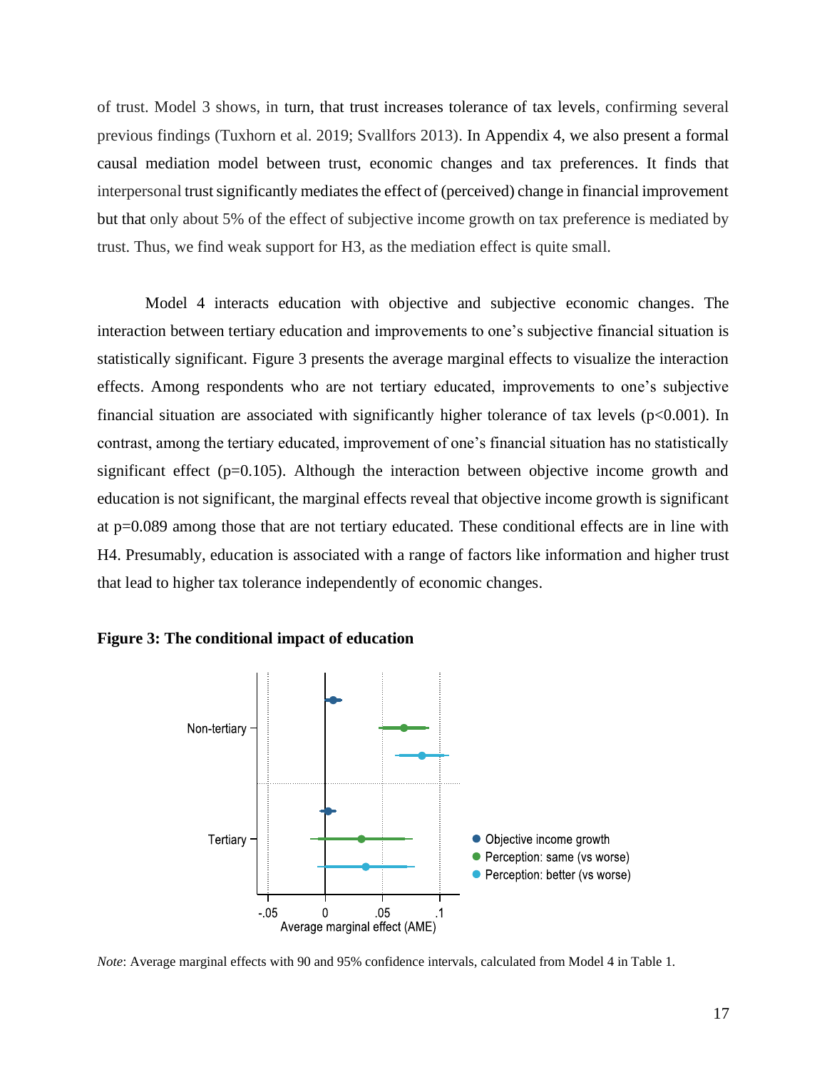of trust. Model 3 shows, in turn, that trust increases tolerance of tax levels, confirming several previous findings (Tuxhorn et al. 2019; Svallfors 2013). In Appendix 4, we also present a formal causal mediation model between trust, economic changes and tax preferences. It finds that interpersonal trust significantly mediates the effect of (perceived) change in financial improvement but that only about 5% of the effect of subjective income growth on tax preference is mediated by trust. Thus, we find weak support for H3, as the mediation effect is quite small.

Model 4 interacts education with objective and subjective economic changes. The interaction between tertiary education and improvements to one's subjective financial situation is statistically significant. Figure 3 presents the average marginal effects to visualize the interaction effects. Among respondents who are not tertiary educated, improvements to one's subjective financial situation are associated with significantly higher tolerance of tax levels ($p<0.001$). In contrast, among the tertiary educated, improvement of one's financial situation has no statistically significant effect ($p=0.105$). Although the interaction between objective income growth and education is not significant, the marginal effects reveal that objective income growth is significant at $p=0.089$ among those that are not tertiary educated. These conditional effects are in line with H4. Presumably, education is associated with a range of factors like information and higher trust that lead to higher tax tolerance independently of economic changes.

**Figure 3: The conditional impact of education**

*Note*: Average marginal effects with 90 and 95% confidence intervals, calculated from Model 4 in Table 1.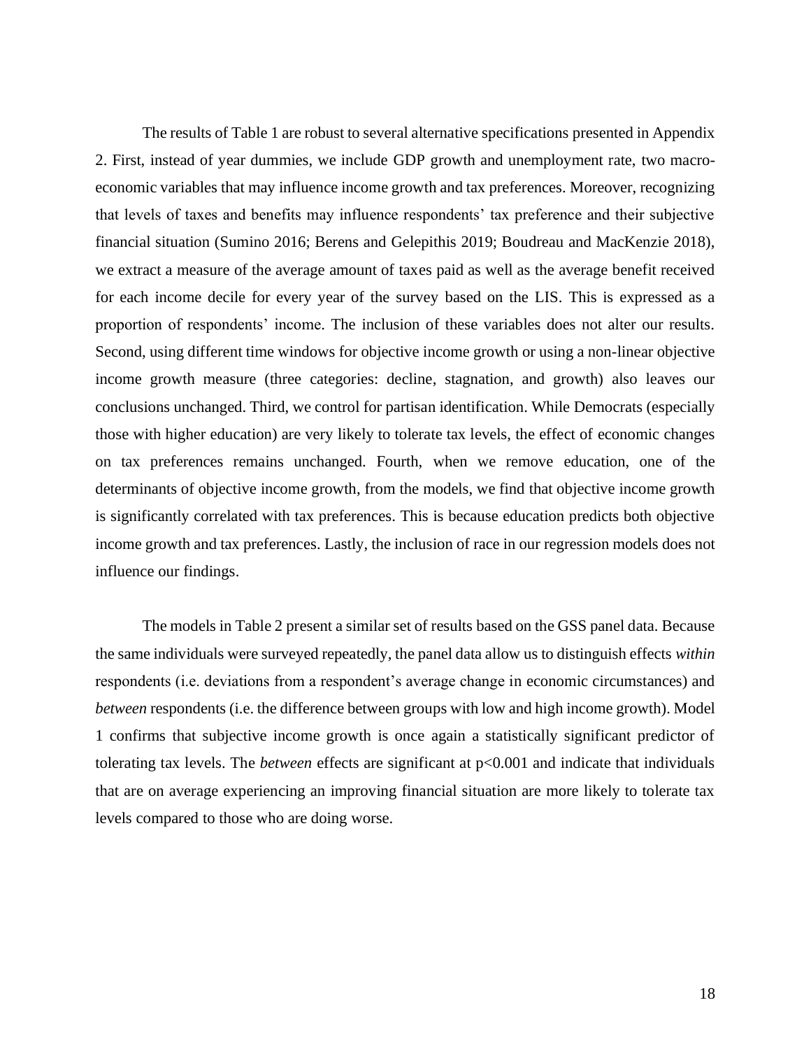The results of Table 1 are robust to several alternative specifications presented in Appendix 2. First, instead of year dummies, we include GDP growth and unemployment rate, two macro-economic variables that may influence income growth and tax preferences. Moreover, recognizing that levels of taxes and benefits may influence respondents' tax preference and their subjective financial situation (Sumino 2016; Berens and Gelepithis 2019; Boudreau and MacKenzie 2018), we extract a measure of the average amount of taxes paid as well as the average benefit received for each income decile for every year of the survey based on the LIS. This is expressed as a proportion of respondents' income. The inclusion of these variables does not alter our results. Second, using different time windows for objective income growth or using a non-linear objective income growth measure (three categories: decline, stagnation, and growth) also leaves our conclusions unchanged. Third, we control for partisan identification. While Democrats (especially those with higher education) are very likely to tolerate tax levels, the effect of economic changes on tax preferences remains unchanged. Fourth, when we remove education, one of the determinants of objective income growth, from the models, we find that objective income growth is significantly correlated with tax preferences. This is because education predicts both objective income growth and tax preferences. Lastly, the inclusion of race in our regression models does not influence our findings.

The models in Table 2 present a similar set of results based on the GSS panel data. Because the same individuals were surveyed repeatedly, the panel data allow us to distinguish effects *within* respondents (i.e. deviations from a respondent's average change in economic circumstances) and *between* respondents (i.e. the difference between groups with low and high income growth). Model 1 confirms that subjective income growth is once again a statistically significant predictor of tolerating tax levels. The *between* effects are significant at $p<0.001$ and indicate that individuals that are on average experiencing an improving financial situation are more likely to tolerate tax levels compared to those who are doing worse.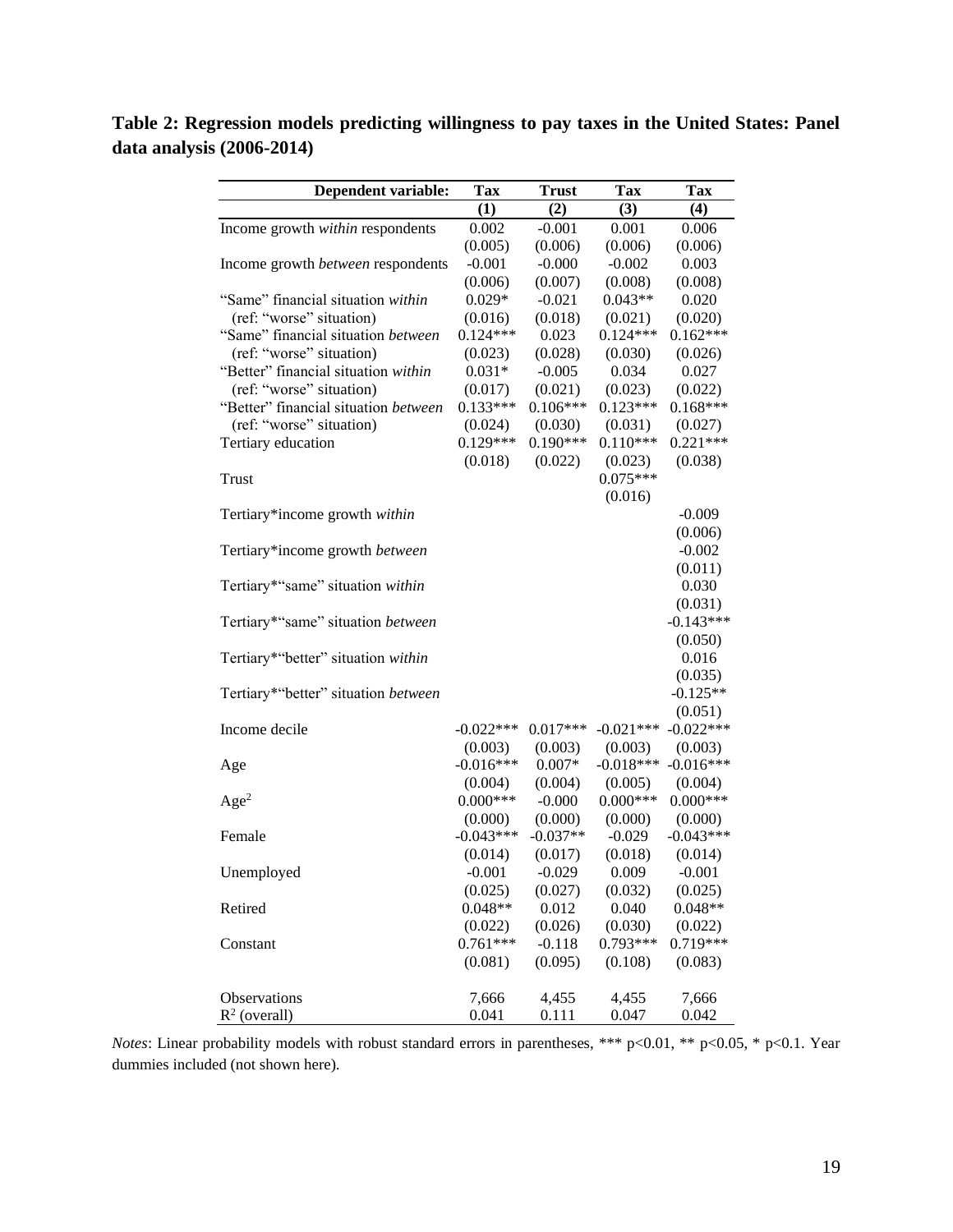**Table 2: Regression models predicting willingness to pay taxes in the United States: Panel data analysis (2006-2014)**

| Dependent variable: | Tax | Trust | Tax | Tax |
|---|---|---|---|---|
| | (1) | (2) | (3) | (4) |
| Income growth *within* respondents | 0.002 | -0.001 | 0.001 | 0.006 |
| | (0.005) | (0.006) | (0.006) | (0.006) |
| Income growth *between* respondents | -0.001 | -0.000 | -0.002 | 0.003 |
| | (0.006) | (0.007) | (0.008) | (0.008) |
| "Same" financial situation *within* (ref: "worse" situation) | 0.029* | -0.021 | 0.043** | 0.020 |
| | (0.016) | (0.018) | (0.021) | (0.020) |
| "Same" financial situation *between* (ref: "worse" situation) | 0.124*** | 0.023 | 0.124*** | 0.162*** |
| | (0.023) | (0.028) | (0.030) | (0.026) |
| "Better" financial situation *within* (ref: "worse" situation) | 0.031* | -0.005 | 0.034 | 0.027 |
| | (0.017) | (0.021) | (0.023) | (0.022) |
| "Better" financial situation *between* (ref: "worse" situation) | 0.133*** | 0.106*** | 0.123*** | 0.168*** |
| | (0.024) | (0.030) | (0.031) | (0.027) |
| Tertiary education | 0.129*** | 0.190*** | 0.110*** | 0.221*** |
| | (0.018) | (0.022) | (0.023) | (0.038) |
| Trust | | | 0.075*** | |
| | | | (0.016) | |
| Tertiary*income growth *within* | | | | -0.009 |
| | | | | (0.006) |
| Tertiary*income growth *between* | | | | -0.002 |
| | | | | (0.011) |
| Tertiary*"same" situation *within* | | | | 0.030 |
| | | | | (0.031) |
| Tertiary*"same" situation *between* | | | | -0.143*** |
| | | | | (0.050) |
| Tertiary*"better" situation *within* | | | | 0.016 |
| | | | | (0.035) |
| Tertiary*"better" situation *between* | | | | -0.125** |
| | | | | (0.051) |
| Income decile | -0.022*** | 0.017*** | -0.021*** | -0.022*** |
| | (0.003) | (0.003) | (0.003) | (0.003) |
| Age | -0.016*** | 0.007* | -0.018*** | -0.016*** |
| | (0.004) | (0.004) | (0.005) | (0.004) |
| $Age^2$ | 0.000*** | -0.000 | 0.000*** | 0.000*** |
| | (0.000) | (0.000) | (0.000) | (0.000) |
| Female | -0.043*** | -0.037** | -0.029 | -0.043*** |
| | (0.014) | (0.017) | (0.018) | (0.014) |
| Unemployed | -0.001 | -0.029 | 0.009 | -0.001 |
| | (0.025) | (0.027) | (0.032) | (0.025) |
| Retired | 0.048** | 0.012 | 0.040 | 0.048** |
| | (0.022) | (0.026) | (0.030) | (0.022) |
| Constant | 0.761*** | -0.118 | 0.793*** | 0.719*** |
| | (0.081) | (0.095) | (0.108) | (0.083) |
| Observations | 7,666 | 4,455 | 4,455 | 7,666 |
| $R^2$ (overall) | 0.041 | 0.111 | 0.047 | 0.042 |

*Notes*: Linear probability models with robust standard errors in parentheses, *** p<0.01, ** p<0.05, * p<0.1. Year dummies included (not shown here).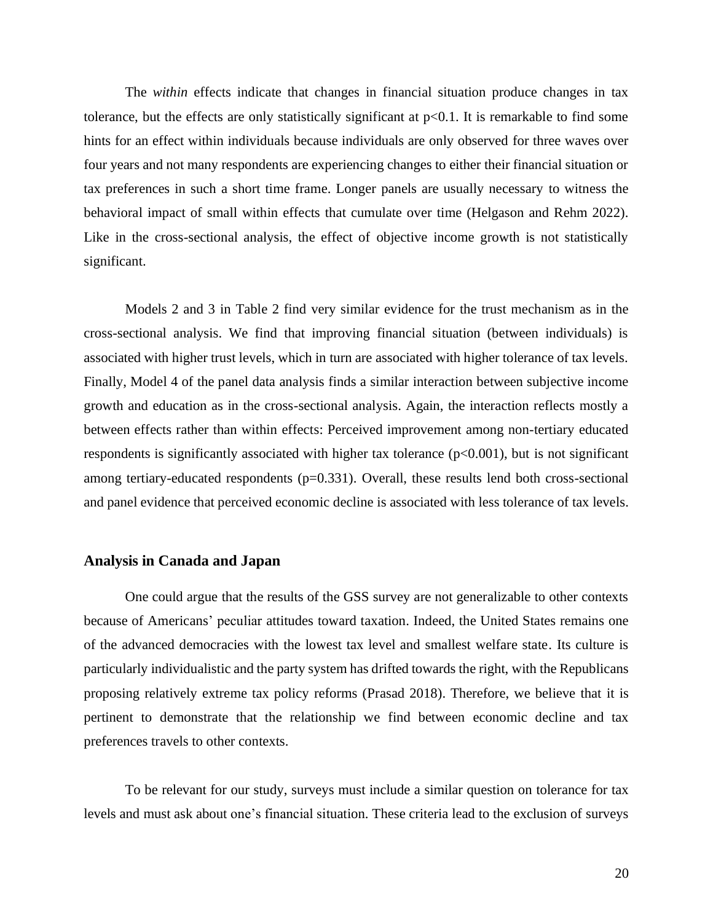The *within* effects indicate that changes in financial situation produce changes in tax tolerance, but the effects are only statistically significant at $p<0.1$. It is remarkable to find some hints for an effect within individuals because individuals are only observed for three waves over four years and not many respondents are experiencing changes to either their financial situation or tax preferences in such a short time frame. Longer panels are usually necessary to witness the behavioral impact of small within effects that cumulate over time (Helgason and Rehm 2022). Like in the cross-sectional analysis, the effect of objective income growth is not statistically significant.

Models 2 and 3 in Table 2 find very similar evidence for the trust mechanism as in the cross-sectional analysis. We find that improving financial situation (between individuals) is associated with higher trust levels, which in turn are associated with higher tolerance of tax levels. Finally, Model 4 of the panel data analysis finds a similar interaction between subjective income growth and education as in the cross-sectional analysis. Again, the interaction reflects mostly a between effects rather than within effects: Perceived improvement among non-tertiary educated respondents is significantly associated with higher tax tolerance ($p<0.001$), but is not significant among tertiary-educated respondents ($p=0.331$). Overall, these results lend both cross-sectional and panel evidence that perceived economic decline is associated with less tolerance of tax levels.

### Analysis in Canada and Japan

One could argue that the results of the GSS survey are not generalizable to other contexts because of Americans' peculiar attitudes toward taxation. Indeed, the United States remains one of the advanced democracies with the lowest tax level and smallest welfare state. Its culture is particularly individualistic and the party system has drifted towards the right, with the Republicans proposing relatively extreme tax policy reforms (Prasad 2018). Therefore, we believe that it is pertinent to demonstrate that the relationship we find between economic decline and tax preferences travels to other contexts.

To be relevant for our study, surveys must include a similar question on tolerance for tax levels and must ask about one's financial situation. These criteria lead to the exclusion of surveys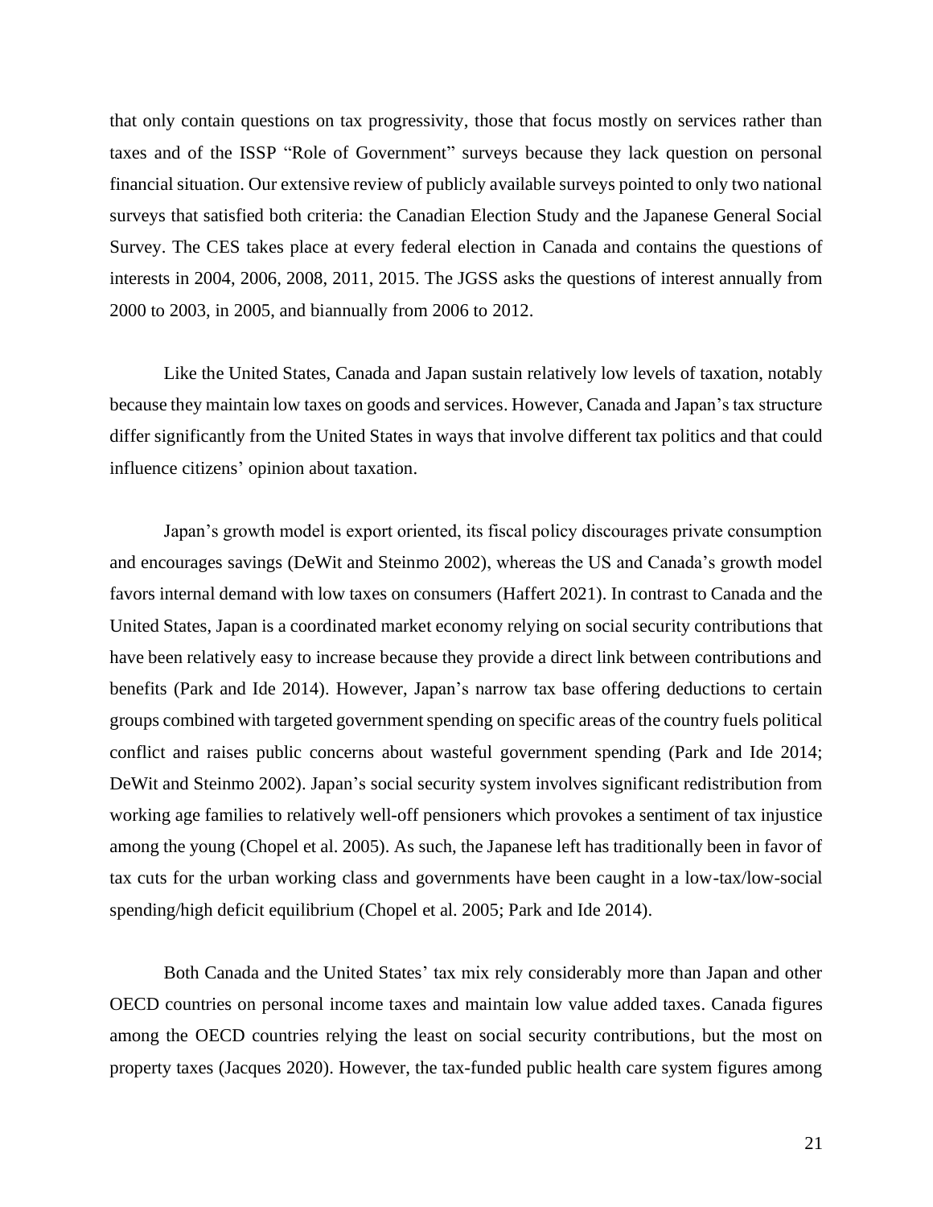that only contain questions on tax progressivity, those that focus mostly on services rather than taxes and of the ISSP "Role of Government" surveys because they lack question on personal financial situation. Our extensive review of publicly available surveys pointed to only two national surveys that satisfied both criteria: the Canadian Election Study and the Japanese General Social Survey. The CES takes place at every federal election in Canada and contains the questions of interests in 2004, 2006, 2008, 2011, 2015. The JGSS asks the questions of interest annually from 2000 to 2003, in 2005, and biannually from 2006 to 2012.

Like the United States, Canada and Japan sustain relatively low levels of taxation, notably because they maintain low taxes on goods and services. However, Canada and Japan's tax structure differ significantly from the United States in ways that involve different tax politics and that could influence citizens' opinion about taxation.

Japan's growth model is export oriented, its fiscal policy discourages private consumption and encourages savings (DeWit and Steinmo 2002), whereas the US and Canada's growth model favors internal demand with low taxes on consumers (Haffert 2021). In contrast to Canada and the United States, Japan is a coordinated market economy relying on social security contributions that have been relatively easy to increase because they provide a direct link between contributions and benefits (Park and Ide 2014). However, Japan's narrow tax base offering deductions to certain groups combined with targeted government spending on specific areas of the country fuels political conflict and raises public concerns about wasteful government spending (Park and Ide 2014; DeWit and Steinmo 2002). Japan's social security system involves significant redistribution from working age families to relatively well-off pensioners which provokes a sentiment of tax injustice among the young (Chopel et al. 2005). As such, the Japanese left has traditionally been in favor of tax cuts for the urban working class and governments have been caught in a low-tax/low-social spending/high deficit equilibrium (Chopel et al. 2005; Park and Ide 2014).

Both Canada and the United States' tax mix rely considerably more than Japan and other OECD countries on personal income taxes and maintain low value added taxes. Canada figures among the OECD countries relying the least on social security contributions, but the most on property taxes (Jacques 2020). However, the tax-funded public health care system figures among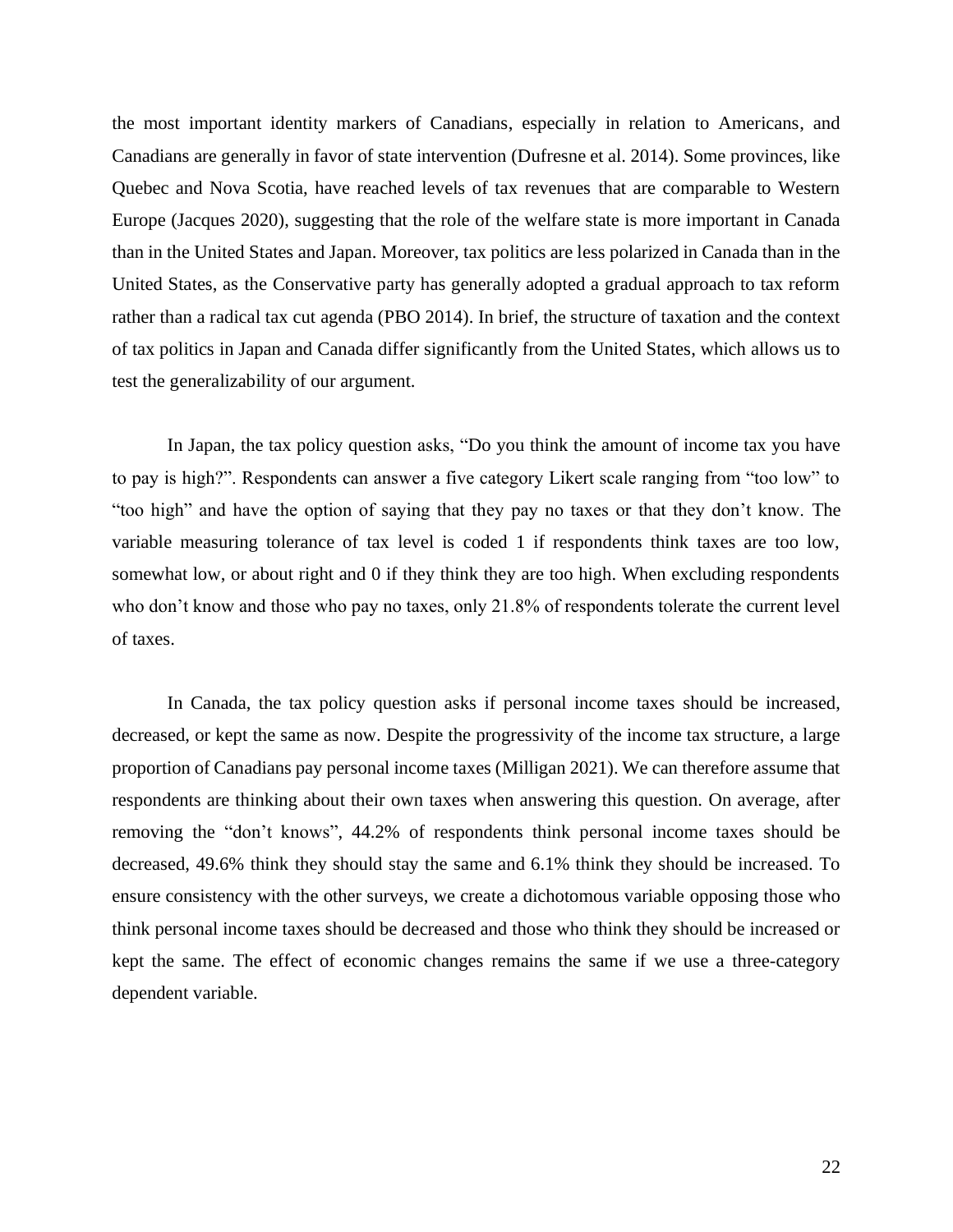the most important identity markers of Canadians, especially in relation to Americans, and Canadians are generally in favor of state intervention (Dufresne et al. 2014). Some provinces, like Quebec and Nova Scotia, have reached levels of tax revenues that are comparable to Western Europe (Jacques 2020), suggesting that the role of the welfare state is more important in Canada than in the United States and Japan. Moreover, tax politics are less polarized in Canada than in the United States, as the Conservative party has generally adopted a gradual approach to tax reform rather than a radical tax cut agenda (PBO 2014). In brief, the structure of taxation and the context of tax politics in Japan and Canada differ significantly from the United States, which allows us to test the generalizability of our argument.

In Japan, the tax policy question asks, "Do you think the amount of income tax you have to pay is high?". Respondents can answer a five category Likert scale ranging from "too low" to "too high" and have the option of saying that they pay no taxes or that they don't know. The variable measuring tolerance of tax level is coded 1 if respondents think taxes are too low, somewhat low, or about right and 0 if they think they are too high. When excluding respondents who don't know and those who pay no taxes, only 21.8% of respondents tolerate the current level of taxes.

In Canada, the tax policy question asks if personal income taxes should be increased, decreased, or kept the same as now. Despite the progressivity of the income tax structure, a large proportion of Canadians pay personal income taxes (Milligan 2021). We can therefore assume that respondents are thinking about their own taxes when answering this question. On average, after removing the "don't knows", 44.2% of respondents think personal income taxes should be decreased, 49.6% think they should stay the same and 6.1% think they should be increased. To ensure consistency with the other surveys, we create a dichotomous variable opposing those who think personal income taxes should be decreased and those who think they should be increased or kept the same. The effect of economic changes remains the same if we use a three-category dependent variable.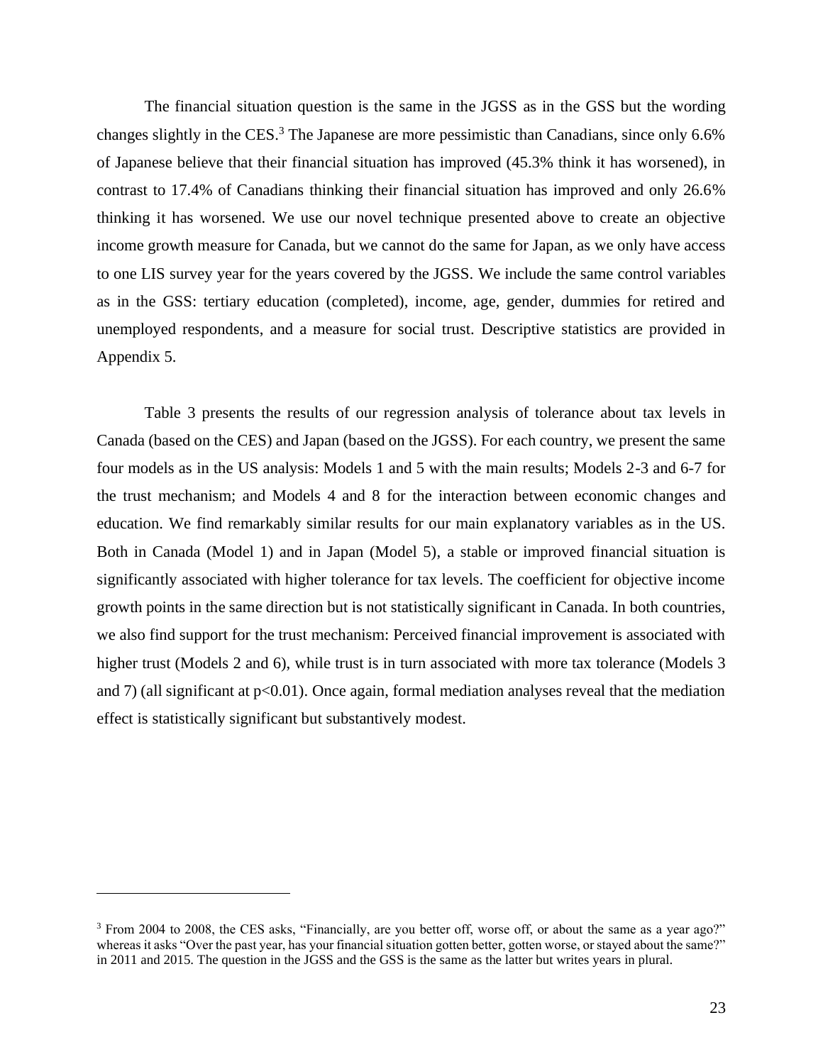The financial situation question is the same in the JGSS as in the GSS but the wording changes slightly in the CES.[3] The Japanese are more pessimistic than Canadians, since only 6.6% of Japanese believe that their financial situation has improved (45.3% think it has worsened), in contrast to 17.4% of Canadians thinking their financial situation has improved and only 26.6% thinking it has worsened. We use our novel technique presented above to create an objective income growth measure for Canada, but we cannot do the same for Japan, as we only have access to one LIS survey year for the years covered by the JGSS. We include the same control variables as in the GSS: tertiary education (completed), income, age, gender, dummies for retired and unemployed respondents, and a measure for social trust. Descriptive statistics are provided in Appendix 5.

Table 3 presents the results of our regression analysis of tolerance about tax levels in Canada (based on the CES) and Japan (based on the JGSS). For each country, we present the same four models as in the US analysis: Models 1 and 5 with the main results; Models 2-3 and 6-7 for the trust mechanism; and Models 4 and 8 for the interaction between economic changes and education. We find remarkably similar results for our main explanatory variables as in the US. Both in Canada (Model 1) and in Japan (Model 5), a stable or improved financial situation is significantly associated with higher tolerance for tax levels. The coefficient for objective income growth points in the same direction but is not statistically significant in Canada. In both countries, we also find support for the trust mechanism: Perceived financial improvement is associated with higher trust (Models 2 and 6), while trust is in turn associated with more tax tolerance (Models 3 and 7) (all significant at $p<0.01$). Once again, formal mediation analyses reveal that the mediation effect is statistically significant but substantively modest.

---

[3] From 2004 to 2008, the CES asks, "Financially, are you better off, worse off, or about the same as a year ago?" whereas it asks "Over the past year, has your financial situation gotten better, gotten worse, or stayed about the same?" in 2011 and 2015. The question in the JGSS and the GSS is the same as the latter but writes years in plural.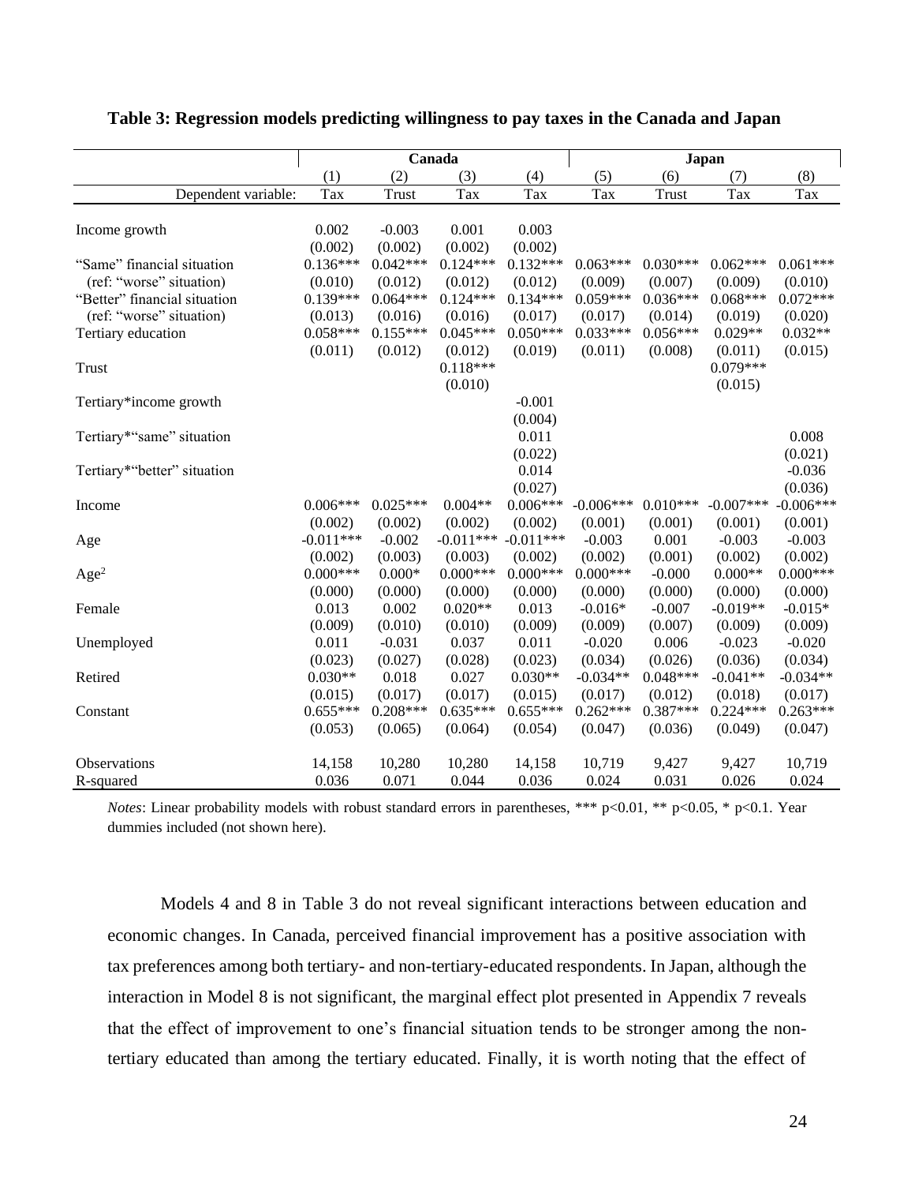**Table 3: Regression models predicting willingness to pay taxes in the Canada and Japan**

| | Canada | | | | Japan | | | |
|---|---|---|---|---|---|---|---|---|
| | (1) | (2) | (3) | (4) | (5) | (6) | (7) | (8) |
| Dependent variable: | Tax | Trust | Tax | Tax | Tax | Trust | Tax | Tax |
| Income growth | 0.002 | -0.003 | 0.001 | 0.003 | | | | |
| | (0.002) | (0.002) | (0.002) | (0.002) | | | | |
| "Same" financial situation | 0.136*** | 0.042*** | 0.124*** | 0.132*** | 0.063*** | 0.030*** | 0.062*** | 0.061*** |
| (ref: "worse" situation) | (0.010) | (0.012) | (0.012) | (0.012) | (0.009) | (0.007) | (0.009) | (0.010) |
| "Better" financial situation | 0.139*** | 0.064*** | 0.124*** | 0.134*** | 0.059*** | 0.036*** | 0.068*** | 0.072*** |
| (ref: "worse" situation) | (0.013) | (0.016) | (0.016) | (0.017) | (0.017) | (0.014) | (0.019) | (0.020) |
| Tertiary education | 0.058*** | 0.155*** | 0.045*** | 0.050*** | 0.033*** | 0.056*** | 0.029** | 0.032** |
| | (0.011) | (0.012) | (0.012) | (0.019) | (0.011) | (0.008) | (0.011) | (0.015) |
| Trust | | | 0.118*** | | | | 0.079*** | |
| | | | (0.010) | | | | (0.015) | |
| Tertiary*income growth | | | | -0.001 | | | | |
| | | | | (0.004) | | | | |
| Tertiary*"same" situation | | | | 0.011 | | | | 0.008 |
| | | | | (0.022) | | | | (0.021) |
| Tertiary*"better" situation | | | | 0.014 | | | | -0.036 |
| | | | | (0.027) | | | | (0.036) |
| Income | 0.006*** | 0.025*** | 0.004** | 0.006*** | -0.006*** | 0.010*** | -0.007*** | -0.006*** |
| | (0.002) | (0.002) | (0.002) | (0.002) | (0.001) | (0.001) | (0.001) | (0.001) |
| Age | -0.011*** | -0.002 | -0.011*** | -0.011*** | -0.003 | 0.001 | -0.003 | -0.003 |
| | (0.002) | (0.003) | (0.003) | (0.002) | (0.002) | (0.001) | (0.002) | (0.002) |
| $Age^2$ | 0.000*** | 0.000* | 0.000*** | 0.000*** | 0.000*** | -0.000 | 0.000** | 0.000*** |
| | (0.000) | (0.000) | (0.000) | (0.000) | (0.000) | (0.000) | (0.000) | (0.000) |
| Female | 0.013 | 0.002 | 0.020** | 0.013 | -0.016* | -0.007 | -0.019** | -0.015* |
| | (0.009) | (0.010) | (0.010) | (0.009) | (0.009) | (0.007) | (0.009) | (0.009) |
| Unemployed | 0.011 | -0.031 | 0.037 | 0.011 | -0.020 | 0.006 | -0.023 | -0.020 |
| | (0.023) | (0.027) | (0.028) | (0.023) | (0.034) | (0.026) | (0.036) | (0.034) |
| Retired | 0.030** | 0.018 | 0.027 | 0.030** | -0.034** | 0.048*** | -0.041** | -0.034** |
| | (0.015) | (0.017) | (0.017) | (0.015) | (0.017) | (0.012) | (0.018) | (0.017) |
| Constant | 0.655*** | 0.208*** | 0.635*** | 0.655*** | 0.262*** | 0.387*** | 0.224*** | 0.263*** |
| | (0.053) | (0.065) | (0.064) | (0.054) | (0.047) | (0.036) | (0.049) | (0.047) |
| Observations | 14,158 | 10,280 | 10,280 | 14,158 | 10,719 | 9,427 | 9,427 | 10,719 |
| R-squared | 0.036 | 0.071 | 0.044 | 0.036 | 0.024 | 0.031 | 0.026 | 0.024 |

*Notes*: Linear probability models with robust standard errors in parentheses, *** p<0.01, ** p<0.05, * p<0.1. Year dummies included (not shown here).

Models 4 and 8 in Table 3 do not reveal significant interactions between education and economic changes. In Canada, perceived financial improvement has a positive association with tax preferences among both tertiary- and non-tertiary-educated respondents. In Japan, although the interaction in Model 8 is not significant, the marginal effect plot presented in Appendix 7 reveals that the effect of improvement to one's financial situation tends to be stronger among the non-tertiary educated than among the tertiary educated. Finally, it is worth noting that the effect of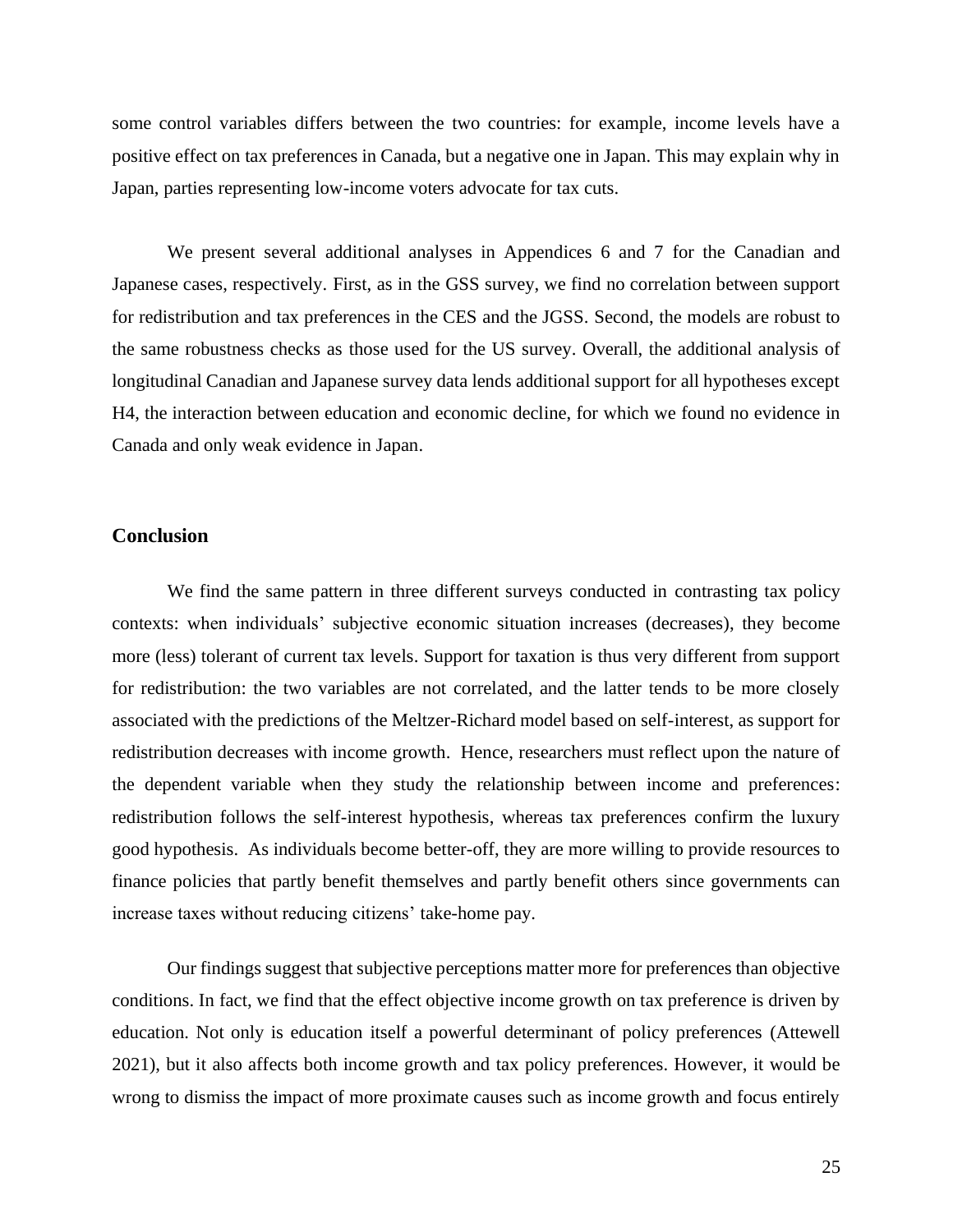some control variables differs between the two countries: for example, income levels have a positive effect on tax preferences in Canada, but a negative one in Japan. This may explain why in Japan, parties representing low-income voters advocate for tax cuts.

We present several additional analyses in Appendices 6 and 7 for the Canadian and Japanese cases, respectively. First, as in the GSS survey, we find no correlation between support for redistribution and tax preferences in the CES and the JGSS. Second, the models are robust to the same robustness checks as those used for the US survey. Overall, the additional analysis of longitudinal Canadian and Japanese survey data lends additional support for all hypotheses except H4, the interaction between education and economic decline, for which we found no evidence in Canada and only weak evidence in Japan.

## Conclusion

We find the same pattern in three different surveys conducted in contrasting tax policy contexts: when individuals' subjective economic situation increases (decreases), they become more (less) tolerant of current tax levels. Support for taxation is thus very different from support for redistribution: the two variables are not correlated, and the latter tends to be more closely associated with the predictions of the Meltzer-Richard model based on self-interest, as support for redistribution decreases with income growth. Hence, researchers must reflect upon the nature of the dependent variable when they study the relationship between income and preferences: redistribution follows the self-interest hypothesis, whereas tax preferences confirm the luxury good hypothesis. As individuals become better-off, they are more willing to provide resources to finance policies that partly benefit themselves and partly benefit others since governments can increase taxes without reducing citizens' take-home pay.

Our findings suggest that subjective perceptions matter more for preferences than objective conditions. In fact, we find that the effect objective income growth on tax preference is driven by education. Not only is education itself a powerful determinant of policy preferences (Attewell 2021), but it also affects both income growth and tax policy preferences. However, it would be wrong to dismiss the impact of more proximate causes such as income growth and focus entirely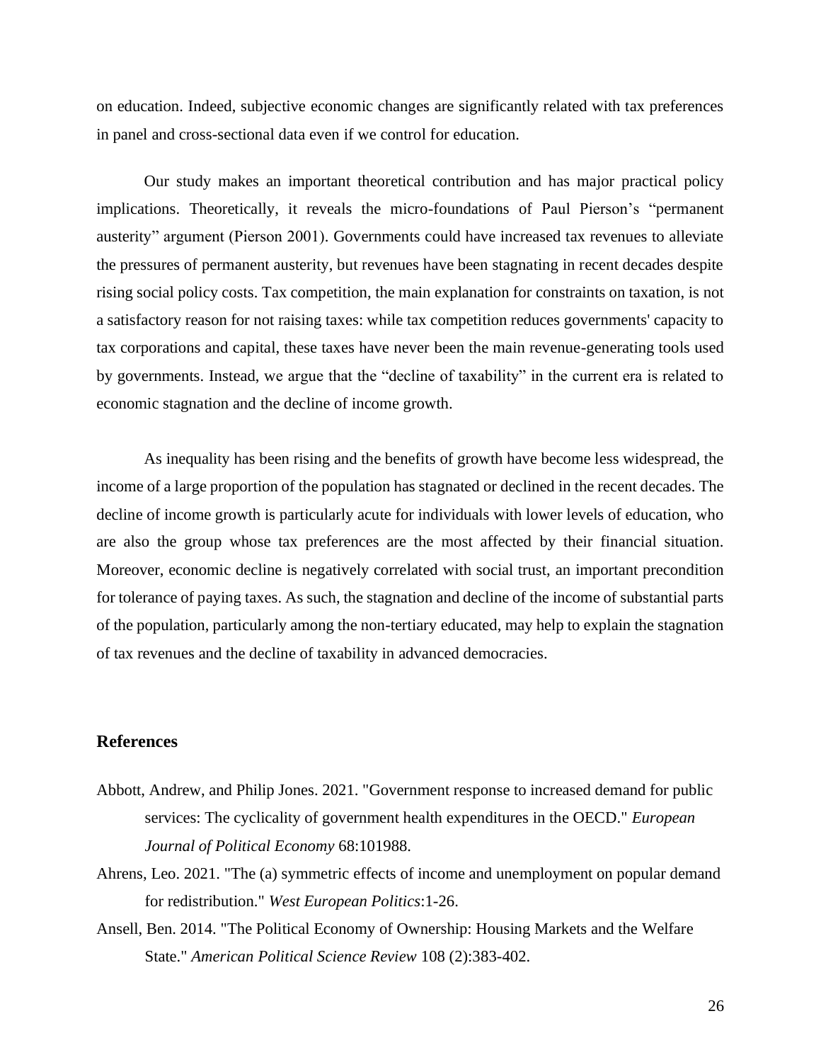on education. Indeed, subjective economic changes are significantly related with tax preferences in panel and cross-sectional data even if we control for education.

Our study makes an important theoretical contribution and has major practical policy implications. Theoretically, it reveals the micro-foundations of Paul Pierson's "permanent austerity" argument (Pierson 2001). Governments could have increased tax revenues to alleviate the pressures of permanent austerity, but revenues have been stagnating in recent decades despite rising social policy costs. Tax competition, the main explanation for constraints on taxation, is not a satisfactory reason for not raising taxes: while tax competition reduces governments' capacity to tax corporations and capital, these taxes have never been the main revenue-generating tools used by governments. Instead, we argue that the "decline of taxability" in the current era is related to economic stagnation and the decline of income growth.

As inequality has been rising and the benefits of growth have become less widespread, the income of a large proportion of the population has stagnated or declined in the recent decades. The decline of income growth is particularly acute for individuals with lower levels of education, who are also the group whose tax preferences are the most affected by their financial situation. Moreover, economic decline is negatively correlated with social trust, an important precondition for tolerance of paying taxes. As such, the stagnation and decline of the income of substantial parts of the population, particularly among the non-tertiary educated, may help to explain the stagnation of tax revenues and the decline of taxability in advanced democracies.

## References

Abbott, Andrew, and Philip Jones. 2021. "Government response to increased demand for public services: The cyclicality of government health expenditures in the OECD." *European Journal of Political Economy* 68:101988.

Ahrens, Leo. 2021. "The (a) symmetric effects of income and unemployment on popular demand for redistribution." *West European Politics*:1-26.

Ansell, Ben. 2014. "The Political Economy of Ownership: Housing Markets and the Welfare State." *American Political Science Review* 108 (2):383-402.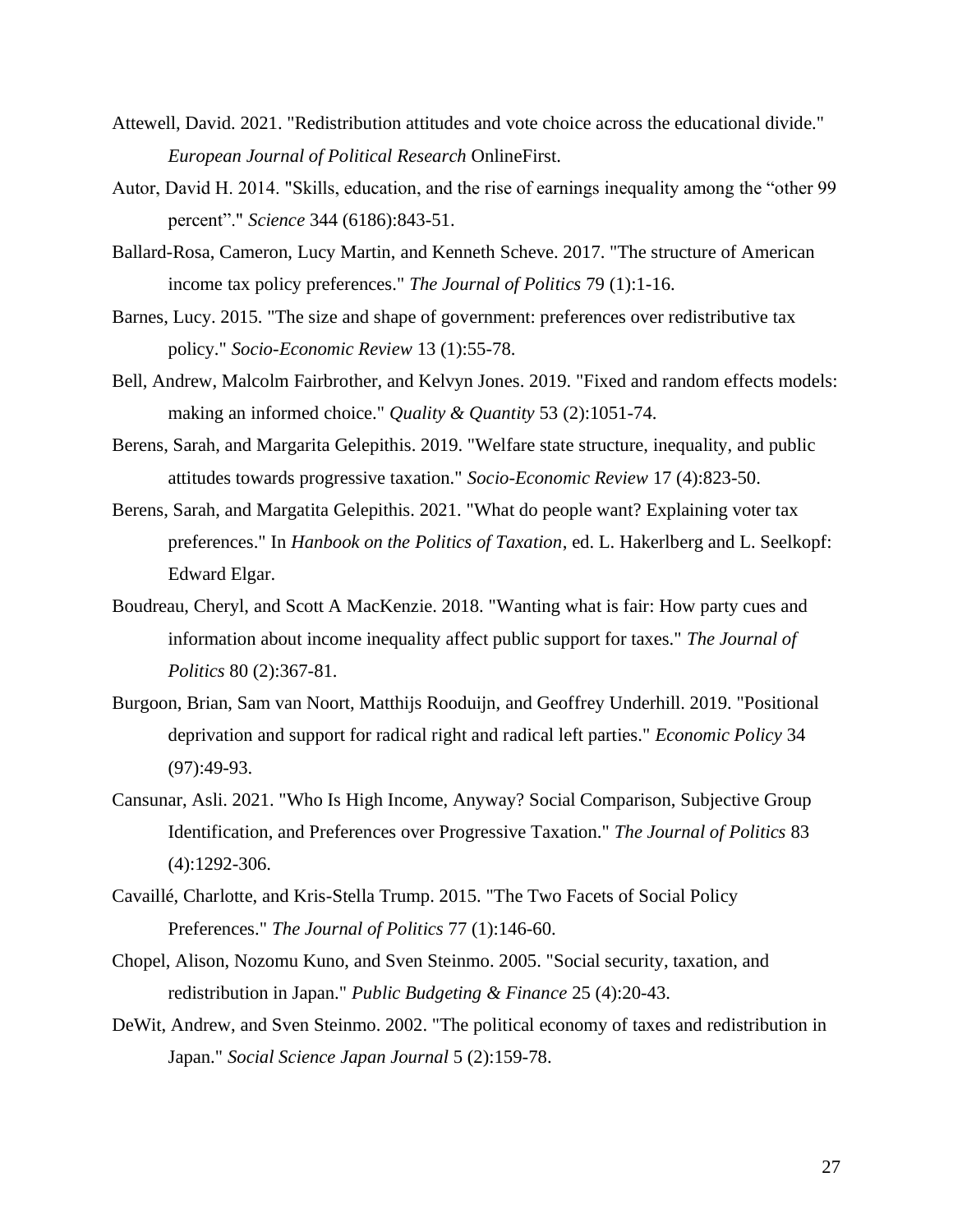Attewell, David. 2021. "Redistribution attitudes and vote choice across the educational divide." *European Journal of Political Research* OnlineFirst.

Autor, David H. 2014. "Skills, education, and the rise of earnings inequality among the "other 99 percent"." *Science* 344 (6186):843-51.

Ballard-Rosa, Cameron, Lucy Martin, and Kenneth Scheve. 2017. "The structure of American income tax policy preferences." *The Journal of Politics* 79 (1):1-16.

Barnes, Lucy. 2015. "The size and shape of government: preferences over redistributive tax policy." *Socio-Economic Review* 13 (1):55-78.

Bell, Andrew, Malcolm Fairbrother, and Kelvyn Jones. 2019. "Fixed and random effects models: making an informed choice." *Quality & Quantity* 53 (2):1051-74.

Berens, Sarah, and Margarita Gelepithis. 2019. "Welfare state structure, inequality, and public attitudes towards progressive taxation." *Socio-Economic Review* 17 (4):823-50.

Berens, Sarah, and Margatita Gelepithis. 2021. "What do people want? Explaining voter tax preferences." In *Hanbook on the Politics of Taxation*, ed. L. Hakerlberg and L. Seelkopf: Edward Elgar.

Boudreau, Cheryl, and Scott A MacKenzie. 2018. "Wanting what is fair: How party cues and information about income inequality affect public support for taxes." *The Journal of Politics* 80 (2):367-81.

Burgoon, Brian, Sam van Noort, Matthijs Rooduijn, and Geoffrey Underhill. 2019. "Positional deprivation and support for radical right and radical left parties." *Economic Policy* 34 (97):49-93.

Cansunar, Asli. 2021. "Who Is High Income, Anyway? Social Comparison, Subjective Group Identification, and Preferences over Progressive Taxation." *The Journal of Politics* 83 (4):1292-306.

Cavaillé, Charlotte, and Kris-Stella Trump. 2015. "The Two Facets of Social Policy Preferences." *The Journal of Politics* 77 (1):146-60.

Chopel, Alison, Nozomu Kuno, and Sven Steinmo. 2005. "Social security, taxation, and redistribution in Japan." *Public Budgeting & Finance* 25 (4):20-43.

DeWit, Andrew, and Sven Steinmo. 2002. "The political economy of taxes and redistribution in Japan." *Social Science Japan Journal* 5 (2):159-78.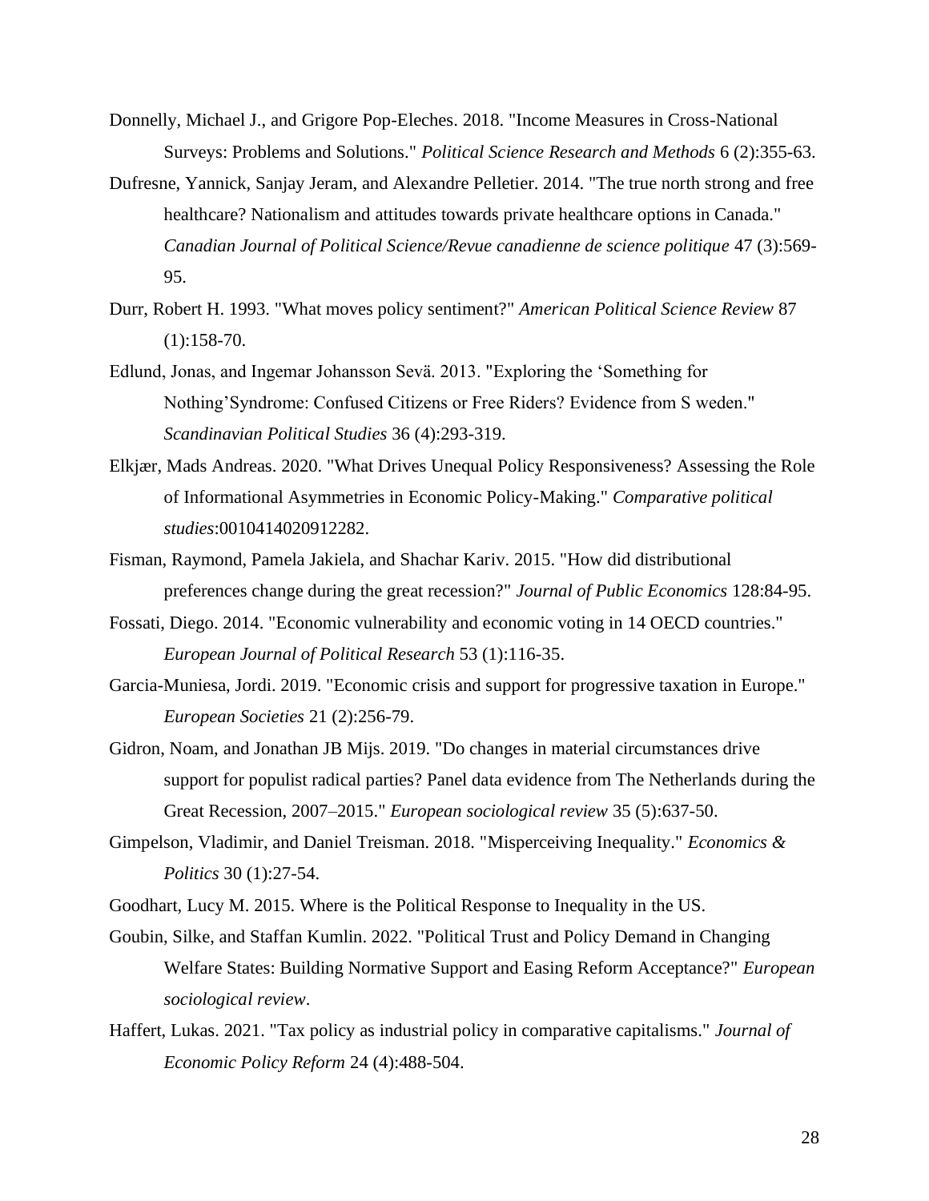Donnelly, Michael J., and Grigore Pop-Eleches. 2018. "Income Measures in Cross-National Surveys: Problems and Solutions." *Political Science Research and Methods* 6 (2):355-63.

Dufresne, Yannick, Sanjay Jeram, and Alexandre Pelletier. 2014. "The true north strong and free healthcare? Nationalism and attitudes towards private healthcare options in Canada." *Canadian Journal of Political Science/Revue canadienne de science politique* 47 (3):569-95.

Durr, Robert H. 1993. "What moves policy sentiment?" *American Political Science Review* 87 (1):158-70.

Edlund, Jonas, and Ingemar Johansson Sevä. 2013. "Exploring the 'Something for Nothing'Syndrome: Confused Citizens or Free Riders? Evidence from S weden." *Scandinavian Political Studies* 36 (4):293-319.

Elkjær, Mads Andreas. 2020. "What Drives Unequal Policy Responsiveness? Assessing the Role of Informational Asymmetries in Economic Policy-Making." *Comparative political studies*:0010414020912282.

Fisman, Raymond, Pamela Jakiela, and Shachar Kariv. 2015. "How did distributional preferences change during the great recession?" *Journal of Public Economics* 128:84-95.

Fossati, Diego. 2014. "Economic vulnerability and economic voting in 14 OECD countries." *European Journal of Political Research* 53 (1):116-35.

Garcia-Muniesa, Jordi. 2019. "Economic crisis and support for progressive taxation in Europe." *European Societies* 21 (2):256-79.

Gidron, Noam, and Jonathan JB Mijs. 2019. "Do changes in material circumstances drive support for populist radical parties? Panel data evidence from The Netherlands during the Great Recession, 2007–2015." *European sociological review* 35 (5):637-50.

Gimpelson, Vladimir, and Daniel Treisman. 2018. "Misperceiving Inequality." *Economics & Politics* 30 (1):27-54.

Goodhart, Lucy M. 2015. Where is the Political Response to Inequality in the US.

Goubin, Silke, and Staffan Kumlin. 2022. "Political Trust and Policy Demand in Changing Welfare States: Building Normative Support and Easing Reform Acceptance?" *European sociological review*.

Haffert, Lukas. 2021. "Tax policy as industrial policy in comparative capitalisms." *Journal of Economic Policy Reform* 24 (4):488-504.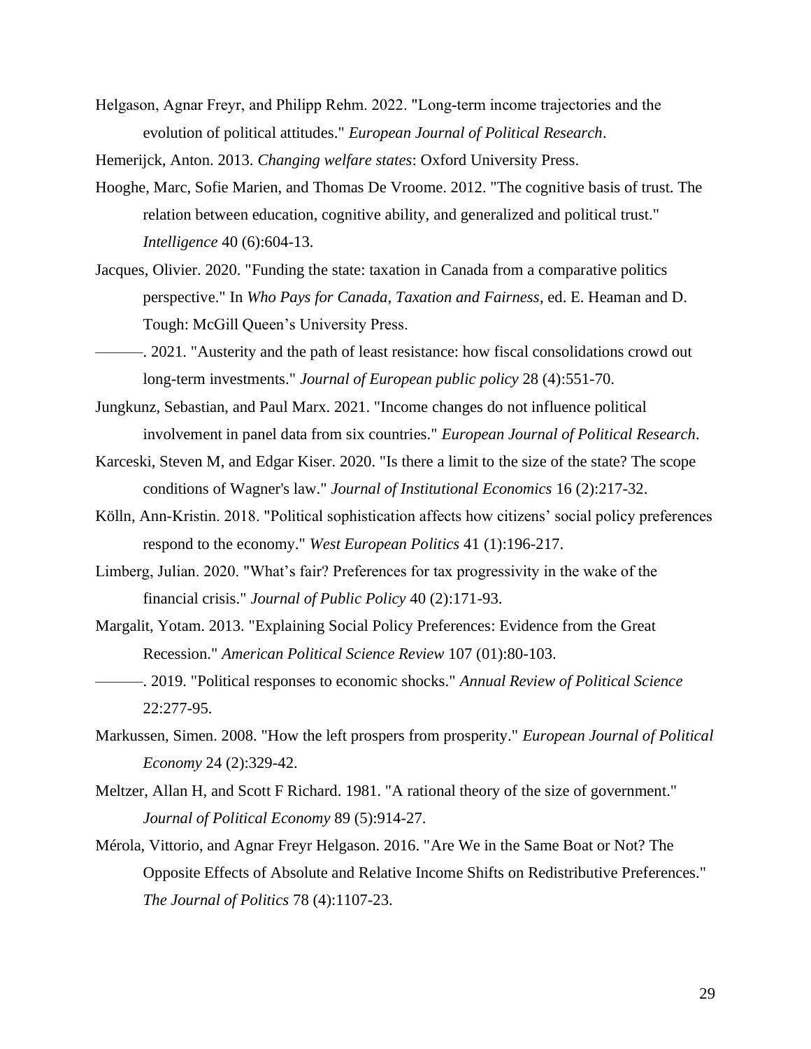Helgason, Agnar Freyr, and Philipp Rehm. 2022. "Long-term income trajectories and the evolution of political attitudes." *European Journal of Political Research*.

Hemerijck, Anton. 2013. *Changing welfare states*: Oxford University Press.

Hooghe, Marc, Sofie Marien, and Thomas De Vroome. 2012. "The cognitive basis of trust. The relation between education, cognitive ability, and generalized and political trust." *Intelligence* 40 (6):604-13.

Jacques, Olivier. 2020. "Funding the state: taxation in Canada from a comparative politics perspective." In *Who Pays for Canada, Taxation and Fairness*, ed. E. Heaman and D. Tough: McGill Queen's University Press.

———. 2021. "Austerity and the path of least resistance: how fiscal consolidations crowd out long-term investments." *Journal of European public policy* 28 (4):551-70.

Jungkunz, Sebastian, and Paul Marx. 2021. "Income changes do not influence political involvement in panel data from six countries." *European Journal of Political Research*.

Karceski, Steven M, and Edgar Kiser. 2020. "Is there a limit to the size of the state? The scope conditions of Wagner's law." *Journal of Institutional Economics* 16 (2):217-32.

Kölln, Ann-Kristin. 2018. "Political sophistication affects how citizens' social policy preferences respond to the economy." *West European Politics* 41 (1):196-217.

Limberg, Julian. 2020. "What's fair? Preferences for tax progressivity in the wake of the financial crisis." *Journal of Public Policy* 40 (2):171-93.

Margalit, Yotam. 2013. "Explaining Social Policy Preferences: Evidence from the Great Recession." *American Political Science Review* 107 (01):80-103.

———. 2019. "Political responses to economic shocks." *Annual Review of Political Science* 22:277-95.

Markussen, Simen. 2008. "How the left prospers from prosperity." *European Journal of Political Economy* 24 (2):329-42.

Meltzer, Allan H, and Scott F Richard. 1981. "A rational theory of the size of government." *Journal of Political Economy* 89 (5):914-27.

Mérola, Vittorio, and Agnar Freyr Helgason. 2016. "Are We in the Same Boat or Not? The Opposite Effects of Absolute and Relative Income Shifts on Redistributive Preferences." *The Journal of Politics* 78 (4):1107-23.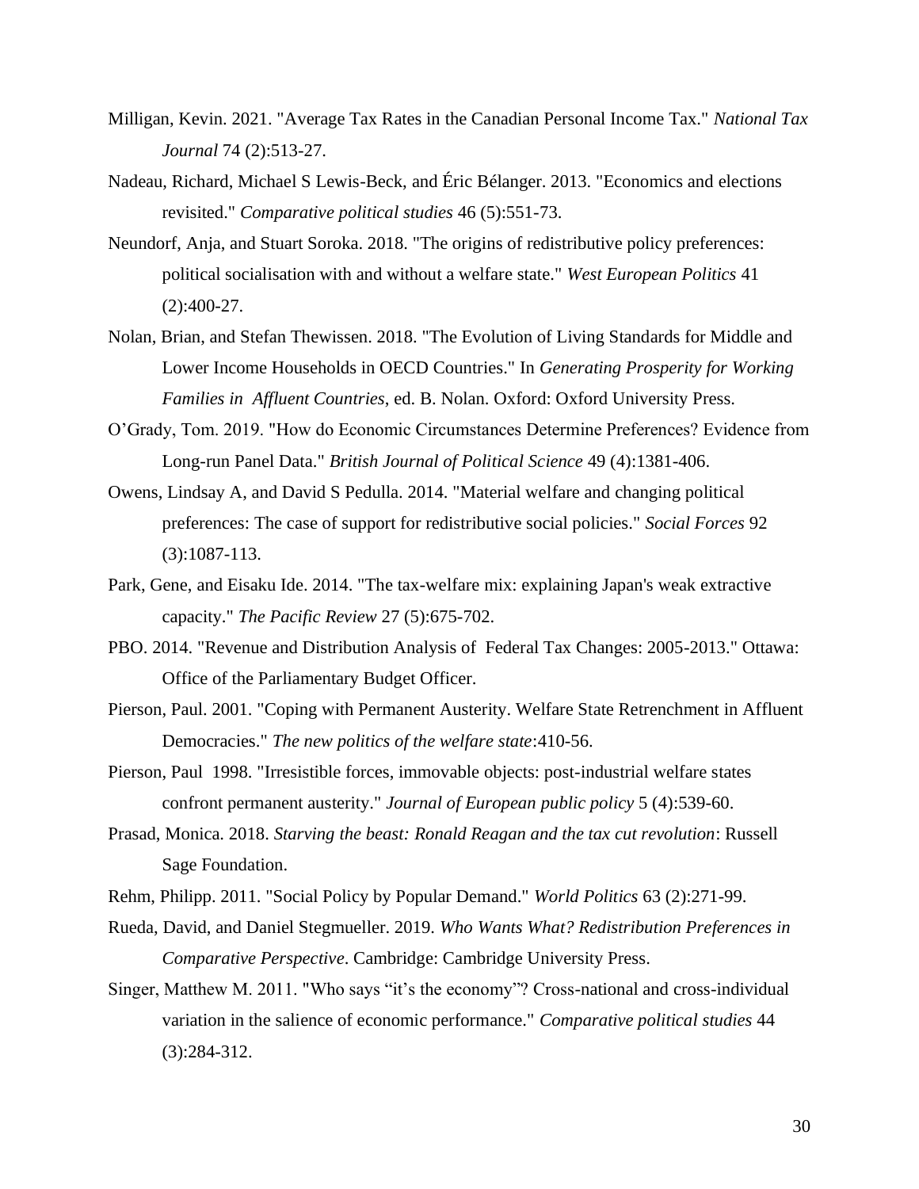Milligan, Kevin. 2021. "Average Tax Rates in the Canadian Personal Income Tax." *National Tax Journal* 74 (2):513-27.

Nadeau, Richard, Michael S Lewis-Beck, and Éric Bélanger. 2013. "Economics and elections revisited." *Comparative political studies* 46 (5):551-73.

Neundorf, Anja, and Stuart Soroka. 2018. "The origins of redistributive policy preferences: political socialisation with and without a welfare state." *West European Politics* 41 (2):400-27.

Nolan, Brian, and Stefan Thewissen. 2018. "The Evolution of Living Standards for Middle and Lower Income Households in OECD Countries." In *Generating Prosperity for Working Families in Affluent Countries*, ed. B. Nolan. Oxford: Oxford University Press.

O'Grady, Tom. 2019. "How do Economic Circumstances Determine Preferences? Evidence from Long-run Panel Data." *British Journal of Political Science* 49 (4):1381-406.

Owens, Lindsay A, and David S Pedulla. 2014. "Material welfare and changing political preferences: The case of support for redistributive social policies." *Social Forces* 92 (3):1087-113.

Park, Gene, and Eisaku Ide. 2014. "The tax-welfare mix: explaining Japan's weak extractive capacity." *The Pacific Review* 27 (5):675-702.

PBO. 2014. "Revenue and Distribution Analysis of Federal Tax Changes: 2005-2013." Ottawa: Office of the Parliamentary Budget Officer.

Pierson, Paul. 2001. "Coping with Permanent Austerity. Welfare State Retrenchment in Affluent Democracies." *The new politics of the welfare state*:410-56.

Pierson, Paul 1998. "Irresistible forces, immovable objects: post-industrial welfare states confront permanent austerity." *Journal of European public policy* 5 (4):539-60.

Prasad, Monica. 2018. *Starving the beast: Ronald Reagan and the tax cut revolution*: Russell Sage Foundation.

Rehm, Philipp. 2011. "Social Policy by Popular Demand." *World Politics* 63 (2):271-99.

Rueda, David, and Daniel Stegmueller. 2019. *Who Wants What? Redistribution Preferences in Comparative Perspective*. Cambridge: Cambridge University Press.

Singer, Matthew M. 2011. "Who says "it's the economy"? Cross-national and cross-individual variation in the salience of economic performance." *Comparative political studies* 44 (3):284-312.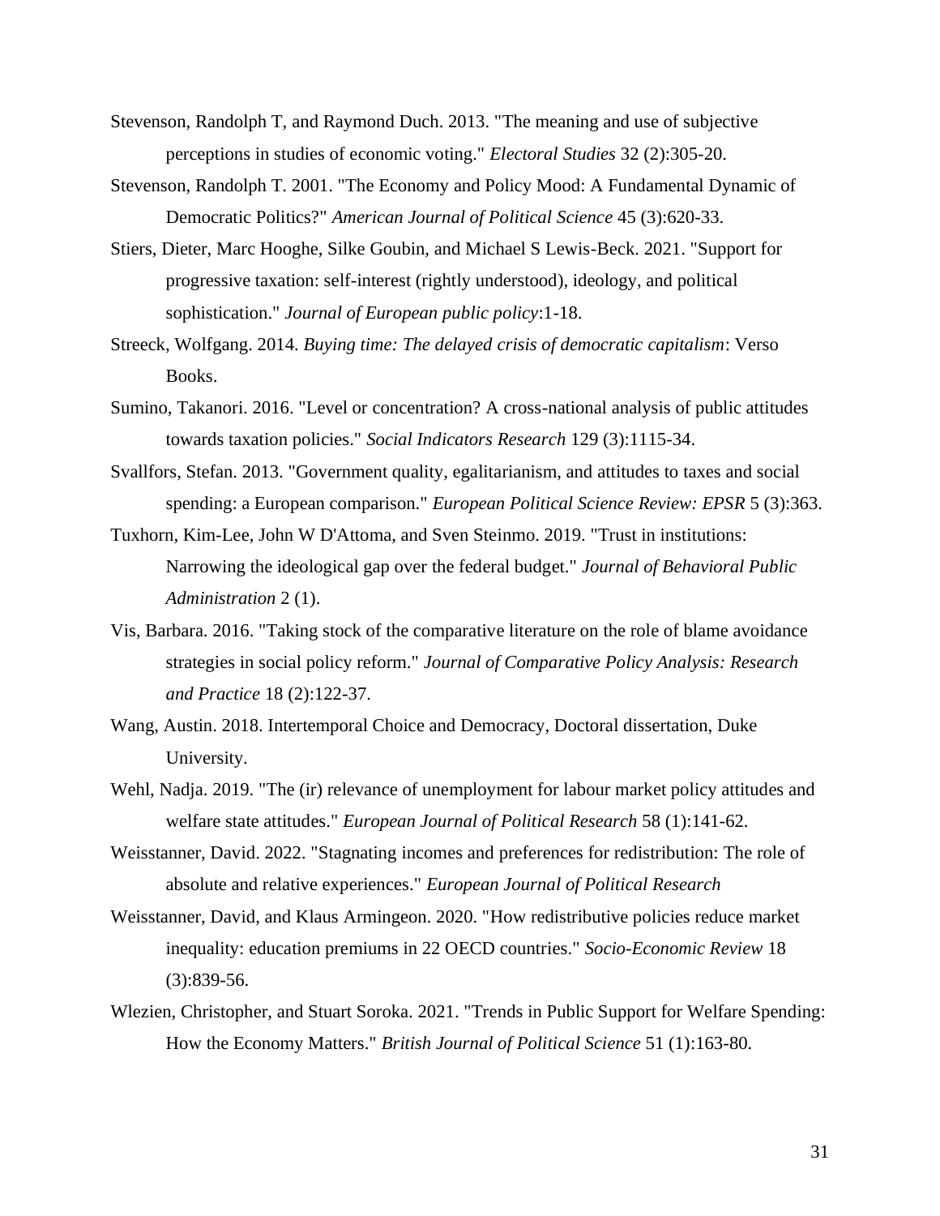Stevenson, Randolph T, and Raymond Duch. 2013. "The meaning and use of subjective perceptions in studies of economic voting." *Electoral Studies* 32 (2):305-20.

Stevenson, Randolph T. 2001. "The Economy and Policy Mood: A Fundamental Dynamic of Democratic Politics?" *American Journal of Political Science* 45 (3):620-33.

Stiers, Dieter, Marc Hooghe, Silke Goubin, and Michael S Lewis-Beck. 2021. "Support for progressive taxation: self-interest (rightly understood), ideology, and political sophistication." *Journal of European public policy*:1-18.

Streeck, Wolfgang. 2014. *Buying time: The delayed crisis of democratic capitalism*: Verso Books.

Sumino, Takanori. 2016. "Level or concentration? A cross-national analysis of public attitudes towards taxation policies." *Social Indicators Research* 129 (3):1115-34.

Svallfors, Stefan. 2013. "Government quality, egalitarianism, and attitudes to taxes and social spending: a European comparison." *European Political Science Review: EPSR* 5 (3):363.

Tuxhorn, Kim-Lee, John W D'Attoma, and Sven Steinmo. 2019. "Trust in institutions: Narrowing the ideological gap over the federal budget." *Journal of Behavioral Public Administration* 2 (1).

Vis, Barbara. 2016. "Taking stock of the comparative literature on the role of blame avoidance strategies in social policy reform." *Journal of Comparative Policy Analysis: Research and Practice* 18 (2):122-37.

Wang, Austin. 2018. Intertemporal Choice and Democracy, Doctoral dissertation, Duke University.

Wehl, Nadja. 2019. "The (ir) relevance of unemployment for labour market policy attitudes and welfare state attitudes." *European Journal of Political Research* 58 (1):141-62.

Weisstanner, David. 2022. "Stagnating incomes and preferences for redistribution: The role of absolute and relative experiences." *European Journal of Political Research*

Weisstanner, David, and Klaus Armingeon. 2020. "How redistributive policies reduce market inequality: education premiums in 22 OECD countries." *Socio-Economic Review* 18 (3):839-56.

Wlezien, Christopher, and Stuart Soroka. 2021. "Trends in Public Support for Welfare Spending: How the Economy Matters." *British Journal of Political Science* 51 (1):163-80.